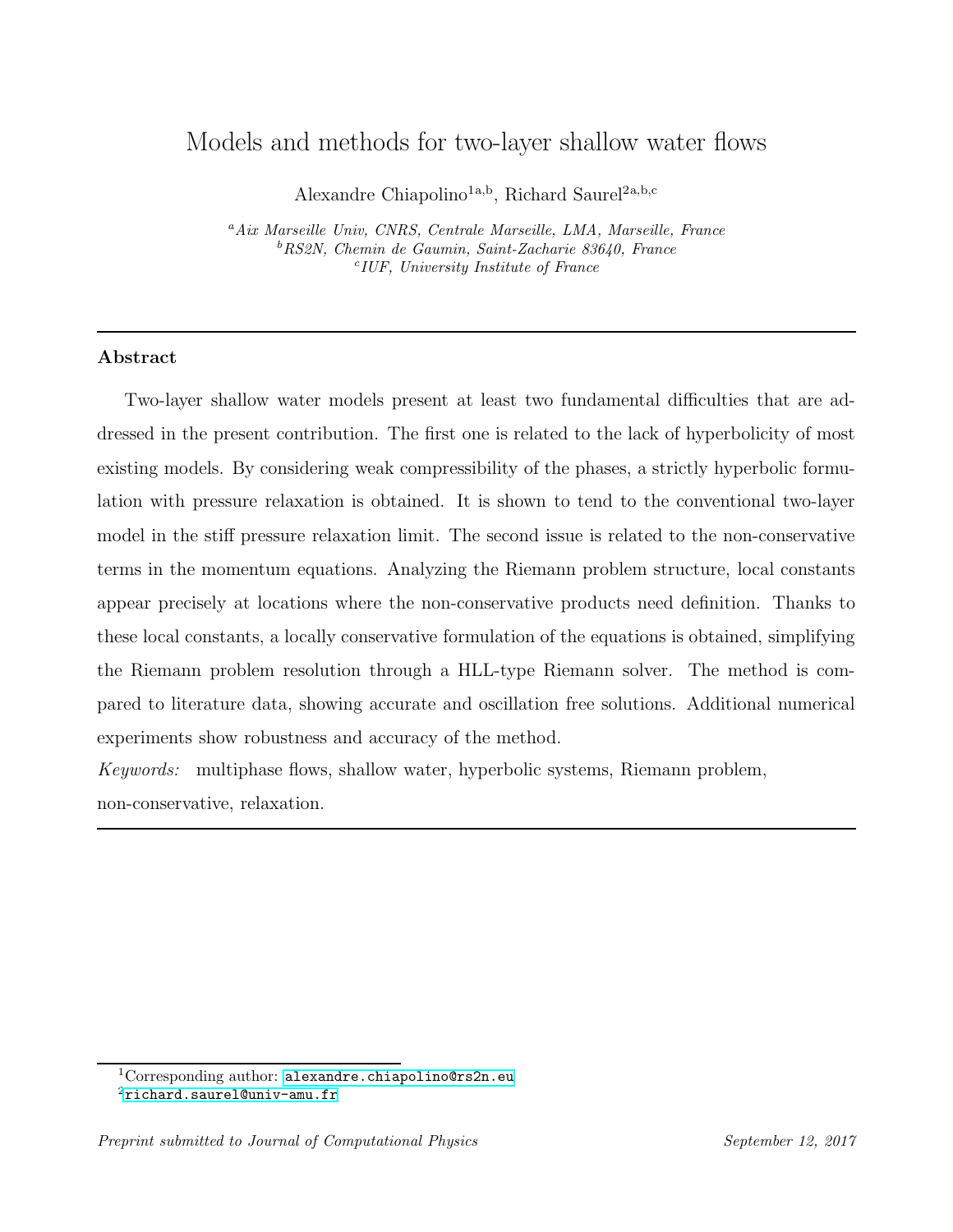# Models and methods for two-layer shallow water flows

Alexandre Chiapolino[1a,b], Richard Saurel[2a,b,c]

[a] *Aix Marseille Univ, CNRS, Centrale Marseille, LMA, Marseille, France*
[b] *RS2N, Chemin de Gaumin, Saint-Zacharie 83640, France*
[c] *IUF, University Institute of France*

---

## Abstract

Two-layer shallow water models present at least two fundamental difficulties that are addressed in the present contribution. The first one is related to the lack of hyperbolicity of most existing models. By considering weak compressibility of the phases, a strictly hyperbolic formulation with pressure relaxation is obtained. It is shown to tend to the conventional two-layer model in the stiff pressure relaxation limit. The second issue is related to the non-conservative terms in the momentum equations. Analyzing the Riemann problem structure, local constants appear precisely at locations where the non-conservative products need definition. Thanks to these local constants, a locally conservative formulation of the equations is obtained, simplifying the Riemann problem resolution through a HLL-type Riemann solver. The method is compared to literature data, showing accurate and oscillation free solutions. Additional numerical experiments show robustness and accuracy of the method.

*Keywords:* multiphase flows, shallow water, hyperbolic systems, Riemann problem, non-conservative, relaxation.

---

[1] Corresponding author: alexandre.chiapolino@rs2n.eu
[2] richard.saurel@univ-amu.fr

*Preprint submitted to Journal of Computational Physics* — *September 12, 2017*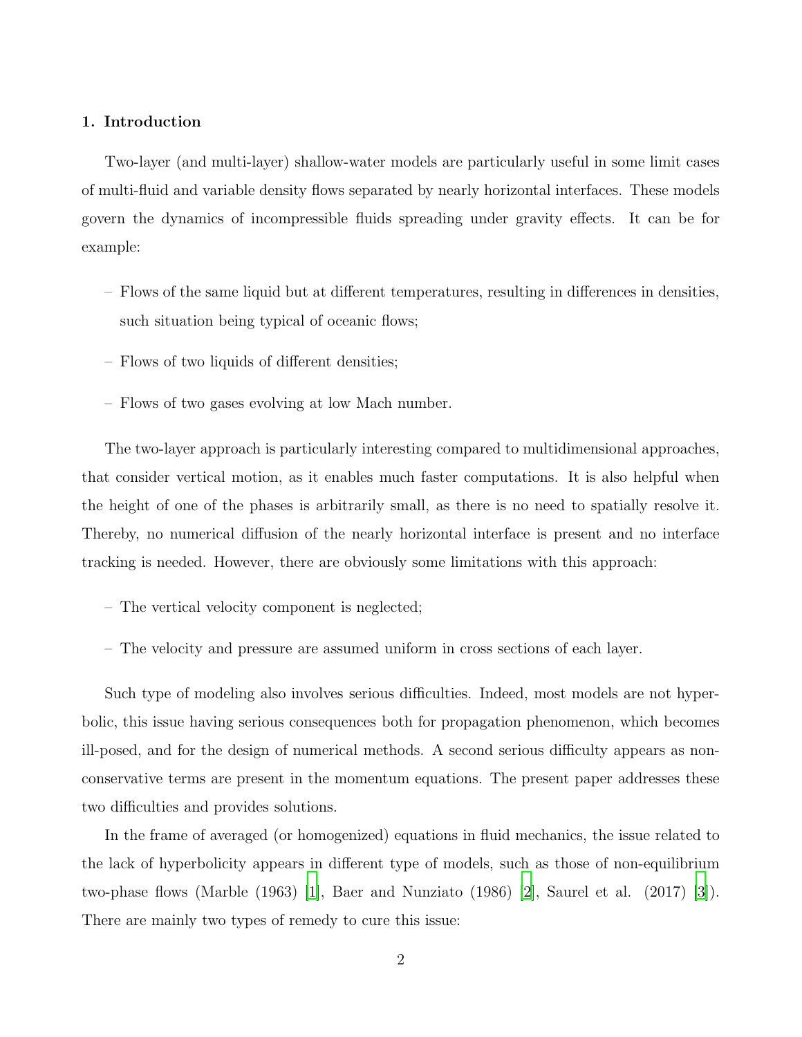## 1. Introduction

Two-layer (and multi-layer) shallow-water models are particularly useful in some limit cases of multi-fluid and variable density flows separated by nearly horizontal interfaces. These models govern the dynamics of incompressible fluids spreading under gravity effects. It can be for example:

- Flows of the same liquid but at different temperatures, resulting in differences in densities, such situation being typical of oceanic flows;
- Flows of two liquids of different densities;
- Flows of two gases evolving at low Mach number.

The two-layer approach is particularly interesting compared to multidimensional approaches, that consider vertical motion, as it enables much faster computations. It is also helpful when the height of one of the phases is arbitrarily small, as there is no need to spatially resolve it. Thereby, no numerical diffusion of the nearly horizontal interface is present and no interface tracking is needed. However, there are obviously some limitations with this approach:

- The vertical velocity component is neglected;
- The velocity and pressure are assumed uniform in cross sections of each layer.

Such type of modeling also involves serious difficulties. Indeed, most models are not hyperbolic, this issue having serious consequences both for propagation phenomenon, which becomes ill-posed, and for the design of numerical methods. A second serious difficulty appears as non-conservative terms are present in the momentum equations. The present paper addresses these two difficulties and provides solutions.

In the frame of averaged (or homogenized) equations in fluid mechanics, the issue related to the lack of hyperbolicity appears in different type of models, such as those of non-equilibrium two-phase flows (Marble (1963) [1], Baer and Nunziato (1986) [2], Saurel et al. (2017) [3]). There are mainly two types of remedy to cure this issue: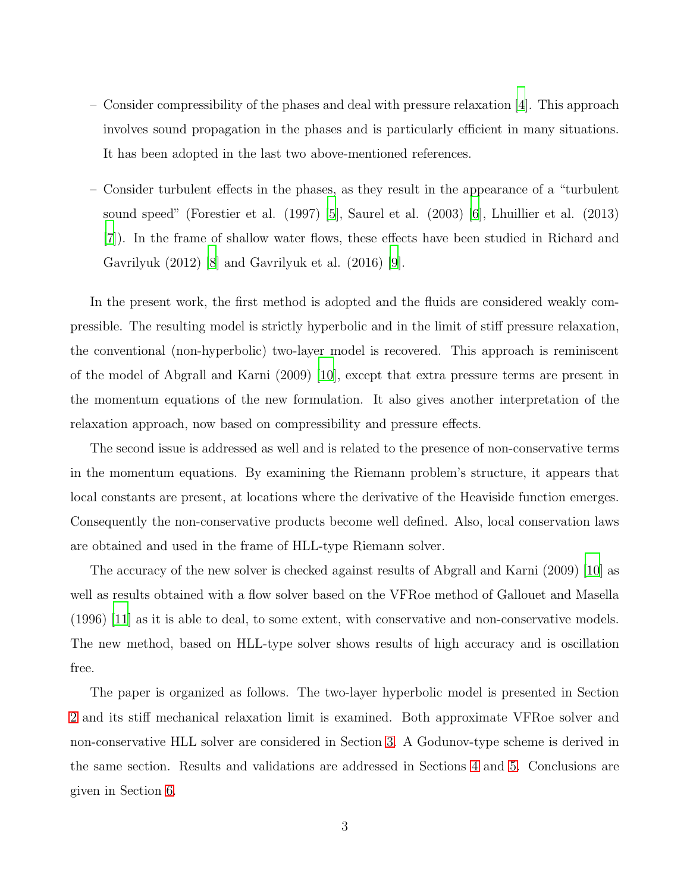– Consider compressibility of the phases and deal with pressure relaxation [4]. This approach involves sound propagation in the phases and is particularly efficient in many situations. It has been adopted in the last two above-mentioned references.

– Consider turbulent effects in the phases, as they result in the appearance of a "turbulent sound speed" (Forestier et al. (1997) [5], Saurel et al. (2003) [6], Lhuillier et al. (2013) [7]). In the frame of shallow water flows, these effects have been studied in Richard and Gavrilyuk (2012) [8] and Gavrilyuk et al. (2016) [9].

In the present work, the first method is adopted and the fluids are considered weakly compressible. The resulting model is strictly hyperbolic and in the limit of stiff pressure relaxation, the conventional (non-hyperbolic) two-layer model is recovered. This approach is reminiscent of the model of Abgrall and Karni (2009) [10], except that extra pressure terms are present in the momentum equations of the new formulation. It also gives another interpretation of the relaxation approach, now based on compressibility and pressure effects.

The second issue is addressed as well and is related to the presence of non-conservative terms in the momentum equations. By examining the Riemann problem's structure, it appears that local constants are present, at locations where the derivative of the Heaviside function emerges. Consequently the non-conservative products become well defined. Also, local conservation laws are obtained and used in the frame of HLL-type Riemann solver.

The accuracy of the new solver is checked against results of Abgrall and Karni (2009) [10] as well as results obtained with a flow solver based on the VFRoe method of Gallouet and Masella (1996) [11] as it is able to deal, to some extent, with conservative and non-conservative models. The new method, based on HLL-type solver shows results of high accuracy and is oscillation free.

The paper is organized as follows. The two-layer hyperbolic model is presented in Section 2 and its stiff mechanical relaxation limit is examined. Both approximate VFRoe solver and non-conservative HLL solver are considered in Section 3. A Godunov-type scheme is derived in the same section. Results and validations are addressed in Sections 4 and 5. Conclusions are given in Section 6.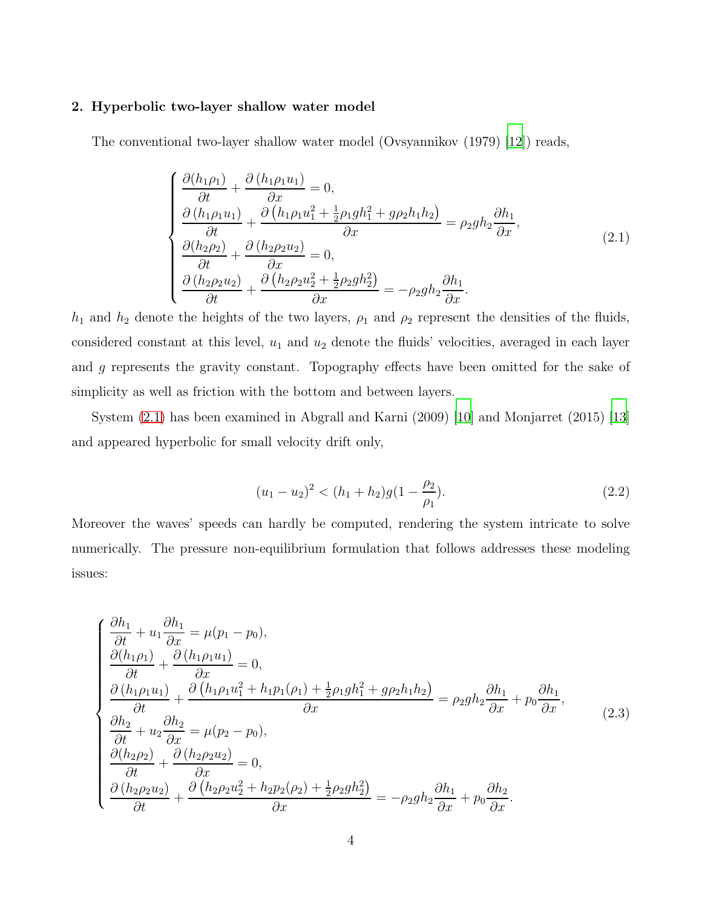## 2. Hyperbolic two-layer shallow water model

The conventional two-layer shallow water model (Ovsyannikov (1979) [12]) reads,

$$
\begin{cases}
\dfrac{\partial(h_1\rho_1)}{\partial t} + \dfrac{\partial\left(h_1\rho_1 u_1\right)}{\partial x} = 0, \\
\dfrac{\partial\left(h_1\rho_1 u_1\right)}{\partial t} + \dfrac{\partial\left(h_1\rho_1 u_1^2 + \frac{1}{2}\rho_1 g h_1^2 + g\rho_2 h_1 h_2\right)}{\partial x} = \rho_2 g h_2 \dfrac{\partial h_1}{\partial x}, \\
\dfrac{\partial(h_2\rho_2)}{\partial t} + \dfrac{\partial\left(h_2\rho_2 u_2\right)}{\partial x} = 0, \\
\dfrac{\partial\left(h_2\rho_2 u_2\right)}{\partial t} + \dfrac{\partial\left(h_2\rho_2 u_2^2 + \frac{1}{2}\rho_2 g h_2^2\right)}{\partial x} = -\rho_2 g h_2 \dfrac{\partial h_1}{\partial x}.
\end{cases}
\tag{2.1}
$$

$h_1$ and $h_2$ denote the heights of the two layers, $\rho_1$ and $\rho_2$ represent the densities of the fluids, considered constant at this level, $u_1$ and $u_2$ denote the fluids' velocities, averaged in each layer and $g$ represents the gravity constant. Topography effects have been omitted for the sake of simplicity as well as friction with the bottom and between layers.

System (2.1) has been examined in Abgrall and Karni (2009) [10] and Monjarret (2015) [13] and appeared hyperbolic for small velocity drift only,

$$
(u_1 - u_2)^2 < (h_1 + h_2) g \left(1 - \frac{\rho_2}{\rho_1}\right).
\tag{2.2}
$$

Moreover the waves' speeds can hardly be computed, rendering the system intricate to solve numerically. The pressure non-equilibrium formulation that follows addresses these modeling issues:

$$
\begin{cases}
\dfrac{\partial h_1}{\partial t} + u_1 \dfrac{\partial h_1}{\partial x} = \mu(p_1 - p_0), \\
\dfrac{\partial(h_1\rho_1)}{\partial t} + \dfrac{\partial\left(h_1\rho_1 u_1\right)}{\partial x} = 0, \\
\dfrac{\partial\left(h_1\rho_1 u_1\right)}{\partial t} + \dfrac{\partial\left(h_1\rho_1 u_1^2 + h_1 p_1(\rho_1) + \frac{1}{2}\rho_1 g h_1^2 + g\rho_2 h_1 h_2\right)}{\partial x} = \rho_2 g h_2 \dfrac{\partial h_1}{\partial x} + p_0 \dfrac{\partial h_1}{\partial x}, \\
\dfrac{\partial h_2}{\partial t} + u_2 \dfrac{\partial h_2}{\partial x} = \mu(p_2 - p_0), \\
\dfrac{\partial(h_2\rho_2)}{\partial t} + \dfrac{\partial\left(h_2\rho_2 u_2\right)}{\partial x} = 0, \\
\dfrac{\partial\left(h_2\rho_2 u_2\right)}{\partial t} + \dfrac{\partial\left(h_2\rho_2 u_2^2 + h_2 p_2(\rho_2) + \frac{1}{2}\rho_2 g h_2^2\right)}{\partial x} = -\rho_2 g h_2 \dfrac{\partial h_1}{\partial x} + p_0 \dfrac{\partial h_2}{\partial x}.
\end{cases}
\tag{2.3}
$$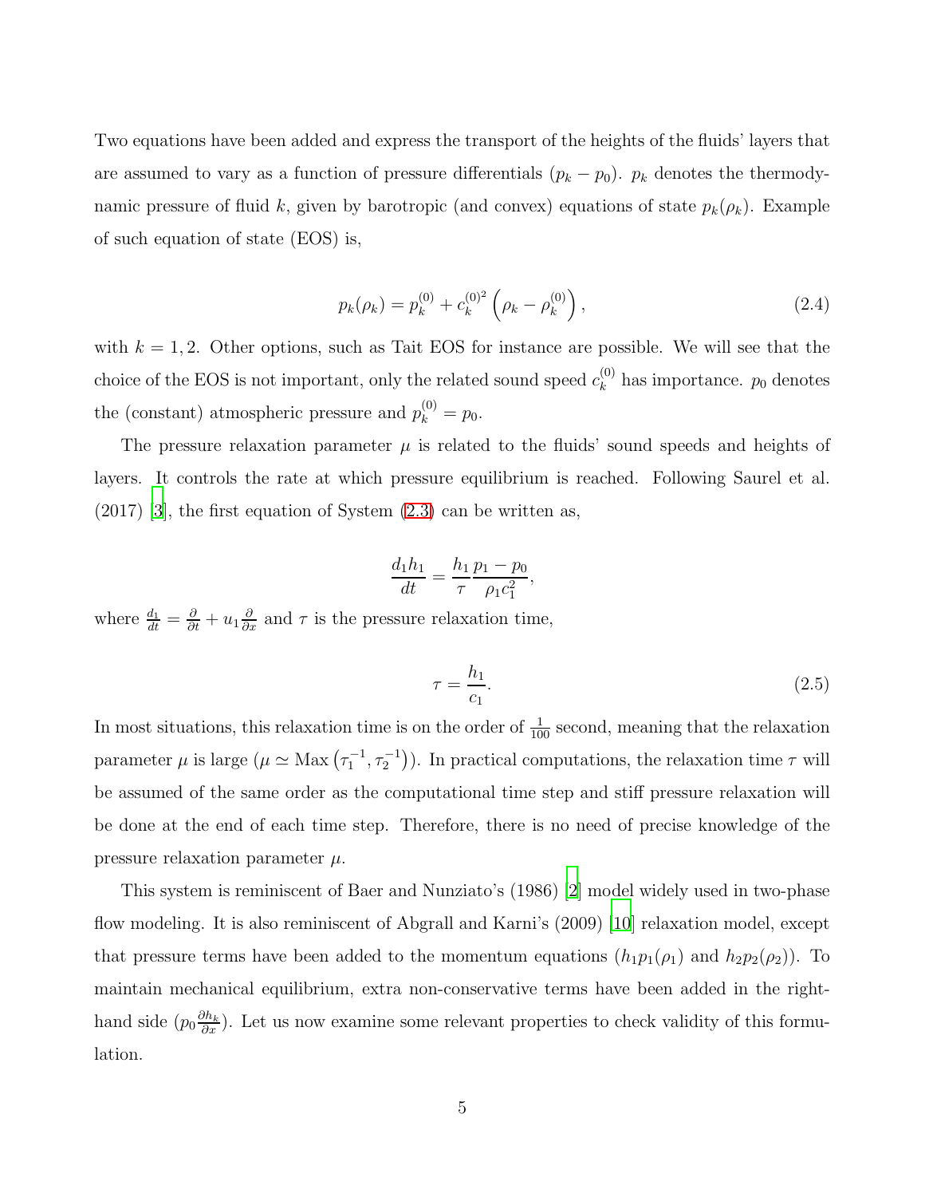Two equations have been added and express the transport of the heights of the fluids' layers that are assumed to vary as a function of pressure differentials $(p_k - p_0)$. $p_k$ denotes the thermodynamic pressure of fluid $k$, given by barotropic (and convex) equations of state $p_k(\rho_k)$. Example of such equation of state (EOS) is,

$$p_k(\rho_k) = p_k^{(0)} + c_k^{(0)^2}\left(\rho_k - \rho_k^{(0)}\right), \tag{2.4}$$

with $k = 1, 2$. Other options, such as Tait EOS for instance are possible. We will see that the choice of the EOS is not important, only the related sound speed $c_k^{(0)}$ has importance. $p_0$ denotes the (constant) atmospheric pressure and $p_k^{(0)} = p_0$.

The pressure relaxation parameter $\mu$ is related to the fluids' sound speeds and heights of layers. It controls the rate at which pressure equilibrium is reached. Following Saurel et al. (2017) [3], the first equation of System (2.3) can be written as,

$$\frac{d_1 h_1}{dt} = \frac{h_1}{\tau}\frac{p_1 - p_0}{\rho_1 c_1^2},$$

where $\frac{d_1}{dt} = \frac{\partial}{\partial t} + u_1 \frac{\partial}{\partial x}$ and $\tau$ is the pressure relaxation time,

$$\tau = \frac{h_1}{c_1}. \tag{2.5}$$

In most situations, this relaxation time is on the order of $\frac{1}{100}$ second, meaning that the relaxation parameter $\mu$ is large ($\mu \simeq \text{Max}\left(\tau_1^{-1}, \tau_2^{-1}\right)$). In practical computations, the relaxation time $\tau$ will be assumed of the same order as the computational time step and stiff pressure relaxation will be done at the end of each time step. Therefore, there is no need of precise knowledge of the pressure relaxation parameter $\mu$.

This system is reminiscent of Baer and Nunziato's (1986) [2] model widely used in two-phase flow modeling. It is also reminiscent of Abgrall and Karni's (2009) [10] relaxation model, except that pressure terms have been added to the momentum equations ($h_1 p_1(\rho_1)$ and $h_2 p_2(\rho_2)$). To maintain mechanical equilibrium, extra non-conservative terms have been added in the right-hand side ($p_0 \frac{\partial h_k}{\partial x}$). Let us now examine some relevant properties to check validity of this formulation.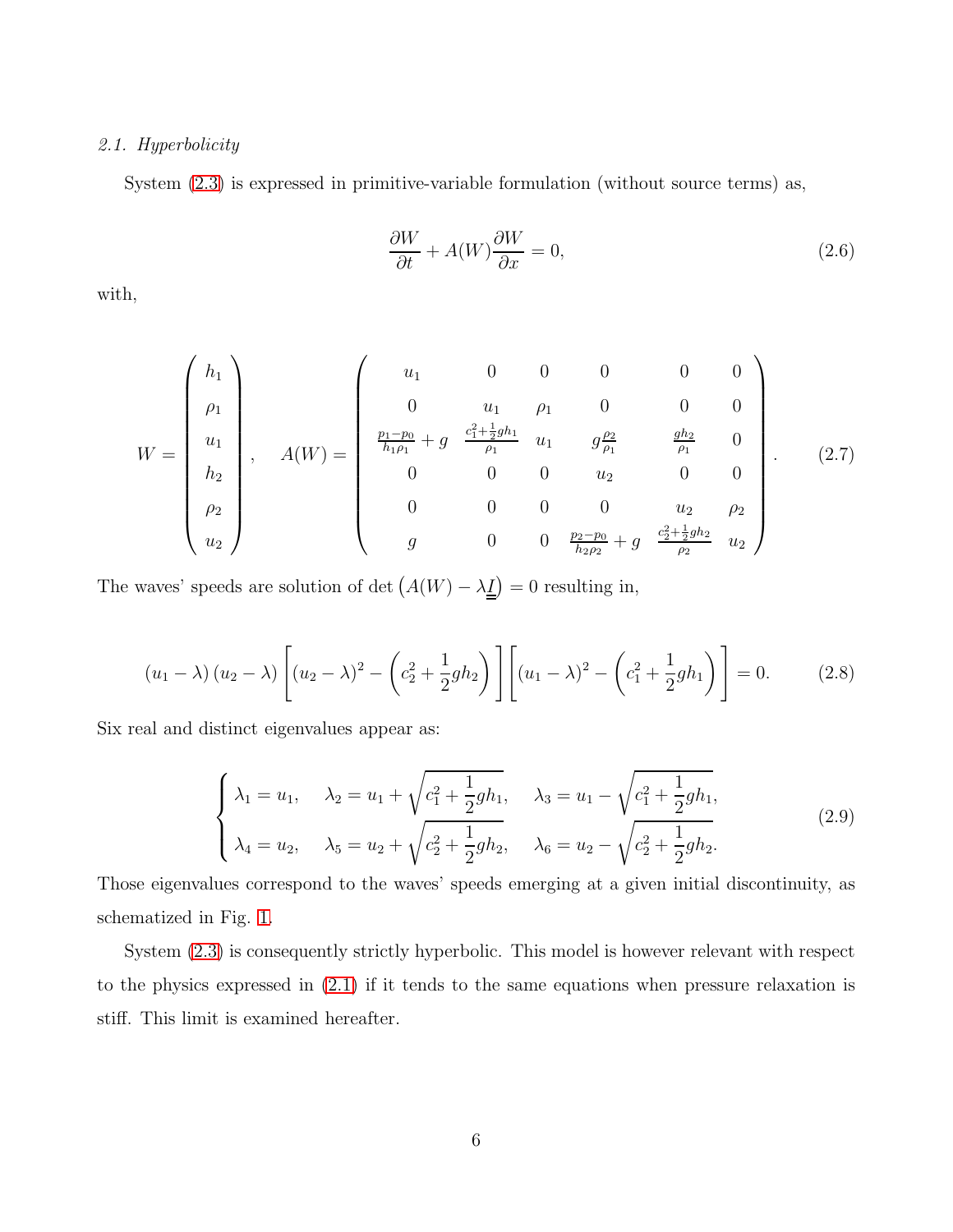*2.1. Hyperbolicity*

System (2.3) is expressed in primitive-variable formulation (without source terms) as,

$$\frac{\partial W}{\partial t} + A(W)\frac{\partial W}{\partial x} = 0, \tag{2.6}$$

with,

$$W = \begin{pmatrix} h_1 \\ \rho_1 \\ u_1 \\ h_2 \\ \rho_2 \\ u_2 \end{pmatrix}, \quad A(W) = \begin{pmatrix} u_1 & 0 & 0 & 0 & 0 & 0 \\ 0 & u_1 & \rho_1 & 0 & 0 & 0 \\ \frac{p_1 - p_0}{h_1 \rho_1} + g & \frac{c_1^2 + \frac{1}{2} g h_1}{\rho_1} & u_1 & g\frac{\rho_2}{\rho_1} & \frac{g h_2}{\rho_1} & 0 \\ 0 & 0 & 0 & u_2 & 0 & 0 \\ 0 & 0 & 0 & 0 & u_2 & \rho_2 \\ g & 0 & 0 & \frac{p_2 - p_0}{h_2 \rho_2} + g & \frac{c_2^2 + \frac{1}{2} g h_2}{\rho_2} & u_2 \end{pmatrix}. \tag{2.7}$$

The waves' speeds are solution of $\det\left(A(W) - \lambda \underline{\underline{I}}\right) = 0$ resulting in,

$$\left(u_1 - \lambda\right)\left(u_2 - \lambda\right)\left[\left(u_2 - \lambda\right)^2 - \left(c_2^2 + \frac{1}{2} g h_2\right)\right]\left[\left(u_1 - \lambda\right)^2 - \left(c_1^2 + \frac{1}{2} g h_1\right)\right] = 0. \tag{2.8}$$

Six real and distinct eigenvalues appear as:

$$\begin{cases} \lambda_1 = u_1, \quad \lambda_2 = u_1 + \sqrt{c_1^2 + \dfrac{1}{2} g h_1}, \quad \lambda_3 = u_1 - \sqrt{c_1^2 + \dfrac{1}{2} g h_1}, \\ \lambda_4 = u_2, \quad \lambda_5 = u_2 + \sqrt{c_2^2 + \dfrac{1}{2} g h_2}, \quad \lambda_6 = u_2 - \sqrt{c_2^2 + \dfrac{1}{2} g h_2}. \end{cases} \tag{2.9}$$

Those eigenvalues correspond to the waves' speeds emerging at a given initial discontinuity, as schematized in Fig. 1.

System (2.3) is consequently strictly hyperbolic. This model is however relevant with respect to the physics expressed in (2.1) if it tends to the same equations when pressure relaxation is stiff. This limit is examined hereafter.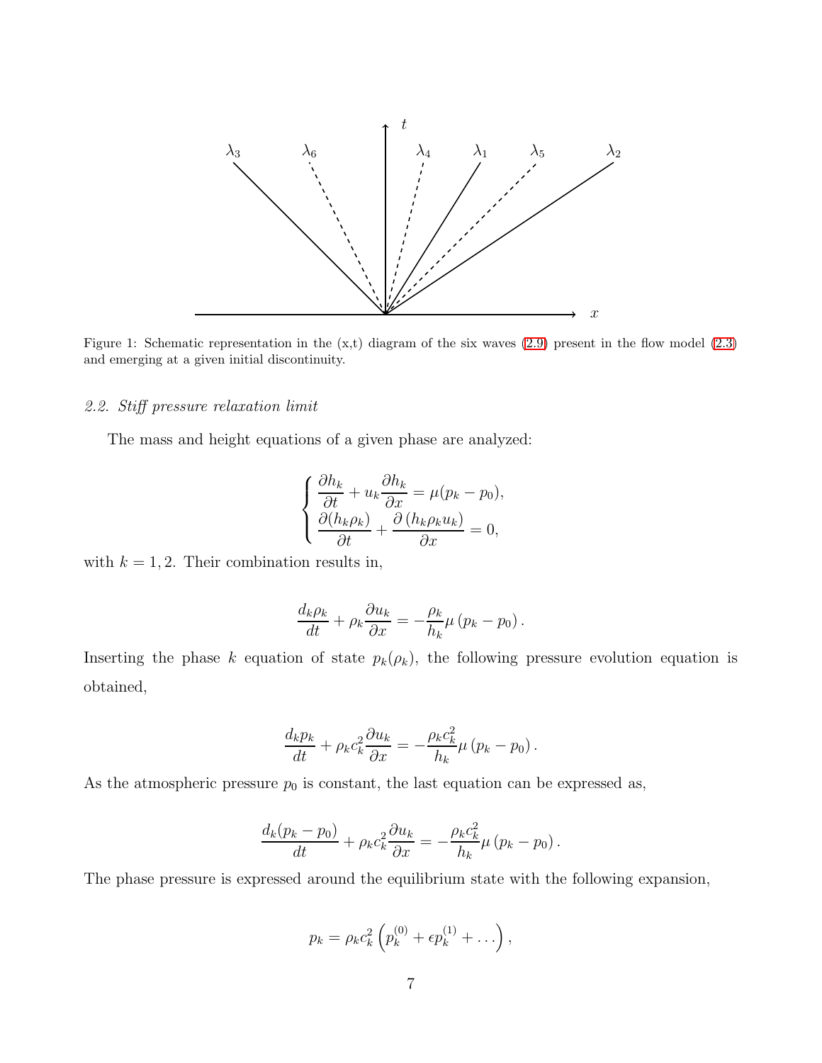Figure 1: Schematic representation in the (x,t) diagram of the six waves (2.9) present in the flow model (2.3) and emerging at a given initial discontinuity.

### 2.2. Stiff pressure relaxation limit

The mass and height equations of a given phase are analyzed:

$$
\left\{
\begin{array}{l}
\dfrac{\partial h_k}{\partial t} + u_k \dfrac{\partial h_k}{\partial x} = \mu (p_k - p_0), \\
\dfrac{\partial (h_k \rho_k)}{\partial t} + \dfrac{\partial (h_k \rho_k u_k)}{\partial x} = 0,
\end{array}
\right.
$$

with $k = 1, 2$. Their combination results in,

$$
\frac{d_k \rho_k}{dt} + \rho_k \frac{\partial u_k}{\partial x} = -\frac{\rho_k}{h_k} \mu \left( p_k - p_0 \right).
$$

Inserting the phase $k$ equation of state $p_k(\rho_k)$, the following pressure evolution equation is obtained,

$$
\frac{d_k p_k}{dt} + \rho_k c_k^2 \frac{\partial u_k}{\partial x} = -\frac{\rho_k c_k^2}{h_k} \mu \left( p_k - p_0 \right).
$$

As the atmospheric pressure $p_0$ is constant, the last equation can be expressed as,

$$
\frac{d_k (p_k - p_0)}{dt} + \rho_k c_k^2 \frac{\partial u_k}{\partial x} = -\frac{\rho_k c_k^2}{h_k} \mu \left( p_k - p_0 \right).
$$

The phase pressure is expressed around the equilibrium state with the following expansion,

$$
p_k = \rho_k c_k^2 \left( p_k^{(0)} + \epsilon p_k^{(1)} + \dots \right),
$$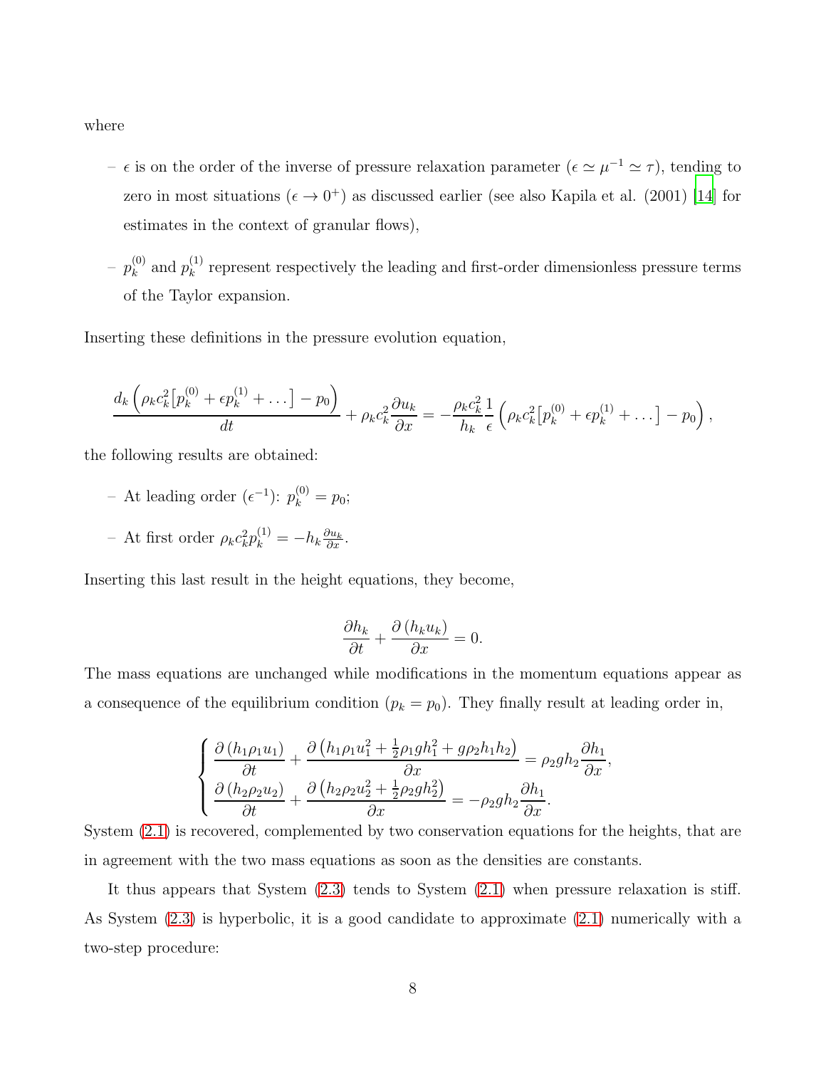where

- $\epsilon$ is on the order of the inverse of pressure relaxation parameter ($\epsilon \simeq \mu^{-1} \simeq \tau$), tending to zero in most situations ($\epsilon \to 0^+$) as discussed earlier (see also Kapila et al. (2001) [14] for estimates in the context of granular flows),
- $p_k^{(0)}$ and $p_k^{(1)}$ represent respectively the leading and first-order dimensionless pressure terms of the Taylor expansion.

Inserting these definitions in the pressure evolution equation,

$$\frac{d_k\left(\rho_k c_k^2\left[p_k^{(0)} + \epsilon p_k^{(1)} + \ldots\right] - p_0\right)}{dt} + \rho_k c_k^2 \frac{\partial u_k}{\partial x} = -\frac{\rho_k c_k^2}{h_k}\frac{1}{\epsilon}\left(\rho_k c_k^2\left[p_k^{(0)} + \epsilon p_k^{(1)} + \ldots\right] - p_0\right),$$

the following results are obtained:

- At leading order ($\epsilon^{-1}$): $p_k^{(0)} = p_0$;
- At first order $\rho_k c_k^2 p_k^{(1)} = -h_k \frac{\partial u_k}{\partial x}$.

Inserting this last result in the height equations, they become,

$$\frac{\partial h_k}{\partial t} + \frac{\partial\left(h_k u_k\right)}{\partial x} = 0.$$

The mass equations are unchanged while modifications in the momentum equations appear as a consequence of the equilibrium condition ($p_k = p_0$). They finally result at leading order in,

$$\begin{cases} \dfrac{\partial\left(h_1 \rho_1 u_1\right)}{\partial t} + \dfrac{\partial\left(h_1 \rho_1 u_1^2 + \frac{1}{2}\rho_1 g h_1^2 + g\rho_2 h_1 h_2\right)}{\partial x} = \rho_2 g h_2 \dfrac{\partial h_1}{\partial x}, \\ \dfrac{\partial\left(h_2 \rho_2 u_2\right)}{\partial t} + \dfrac{\partial\left(h_2 \rho_2 u_2^2 + \frac{1}{2}\rho_2 g h_2^2\right)}{\partial x} = -\rho_2 g h_2 \dfrac{\partial h_1}{\partial x}. \end{cases}$$

System (2.1) is recovered, complemented by two conservation equations for the heights, that are in agreement with the two mass equations as soon as the densities are constants.

It thus appears that System (2.3) tends to System (2.1) when pressure relaxation is stiff. As System (2.3) is hyperbolic, it is a good candidate to approximate (2.1) numerically with a two-step procedure: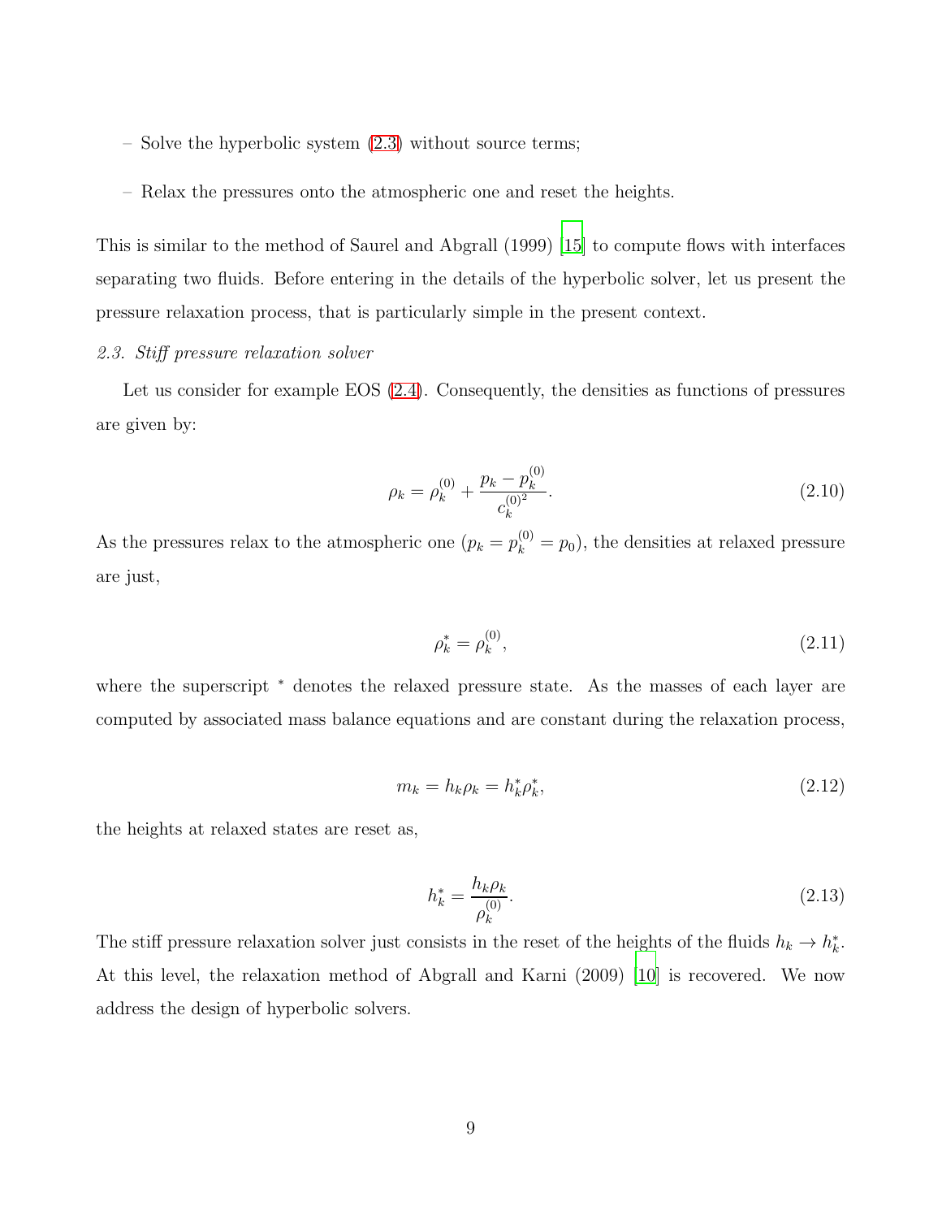– Solve the hyperbolic system (2.3) without source terms;

– Relax the pressures onto the atmospheric one and reset the heights.

This is similar to the method of Saurel and Abgrall (1999) [15] to compute flows with interfaces separating two fluids. Before entering in the details of the hyperbolic solver, let us present the pressure relaxation process, that is particularly simple in the present context.

### *2.3. Stiff pressure relaxation solver*

Let us consider for example EOS (2.4). Consequently, the densities as functions of pressures are given by:

$$\rho_k = \rho_k^{(0)} + \frac{p_k - p_k^{(0)}}{c_k^{(0)^2}}. \tag{2.10}$$

As the pressures relax to the atmospheric one ($p_k = p_k^{(0)} = p_0$), the densities at relaxed pressure are just,

$$\rho_k^* = \rho_k^{(0)}, \tag{2.11}$$

where the superscript $^*$ denotes the relaxed pressure state. As the masses of each layer are computed by associated mass balance equations and are constant during the relaxation process,

$$m_k = h_k \rho_k = h_k^* \rho_k^*, \tag{2.12}$$

the heights at relaxed states are reset as,

$$h_k^* = \frac{h_k \rho_k}{\rho_k^{(0)}}. \tag{2.13}$$

The stiff pressure relaxation solver just consists in the reset of the heights of the fluids $h_k \rightarrow h_k^*$. At this level, the relaxation method of Abgrall and Karni (2009) [10] is recovered. We now address the design of hyperbolic solvers.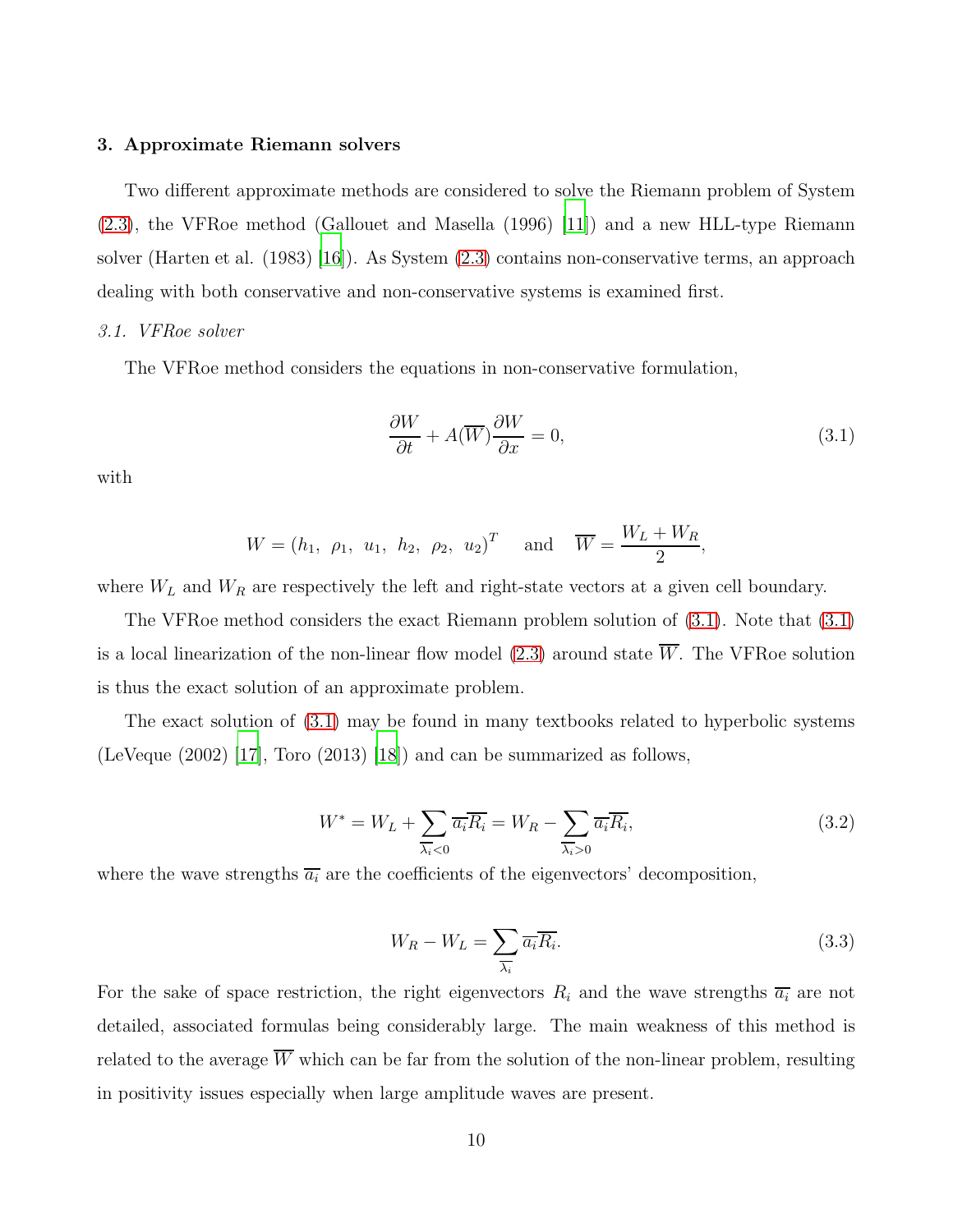## 3. Approximate Riemann solvers

Two different approximate methods are considered to solve the Riemann problem of System (2.3), the VFRoe method (Gallouet and Masella (1996) [11]) and a new HLL-type Riemann solver (Harten et al. (1983) [16]). As System (2.3) contains non-conservative terms, an approach dealing with both conservative and non-conservative systems is examined first.

### *3.1. VFRoe solver*

The VFRoe method considers the equations in non-conservative formulation,

$$\frac{\partial W}{\partial t} + A(\overline{W})\frac{\partial W}{\partial x} = 0, \tag{3.1}$$

with

$$W = (h_1,\ \rho_1,\ u_1,\ h_2,\ \rho_2,\ u_2)^T \quad \text{and} \quad \overline{W} = \frac{W_L + W_R}{2},$$

where $W_L$ and $W_R$ are respectively the left and right-state vectors at a given cell boundary.

The VFRoe method considers the exact Riemann problem solution of (3.1). Note that (3.1) is a local linearization of the non-linear flow model (2.3) around state $\overline{W}$. The VFRoe solution is thus the exact solution of an approximate problem.

The exact solution of (3.1) may be found in many textbooks related to hyperbolic systems (LeVeque (2002) [17], Toro (2013) [18]) and can be summarized as follows,

$$W^* = W_L + \sum_{\overline{\lambda_i}<0} \overline{a_i}\overline{R_i} = W_R - \sum_{\overline{\lambda_i}>0} \overline{a_i}\overline{R_i}, \tag{3.2}$$

where the wave strengths $\overline{a_i}$ are the coefficients of the eigenvectors' decomposition,

$$W_R - W_L = \sum_{\overline{\lambda_i}} \overline{a_i}\overline{R_i}. \tag{3.3}$$

For the sake of space restriction, the right eigenvectors $R_i$ and the wave strengths $\overline{a_i}$ are not detailed, associated formulas being considerably large. The main weakness of this method is related to the average $\overline{W}$ which can be far from the solution of the non-linear problem, resulting in positivity issues especially when large amplitude waves are present.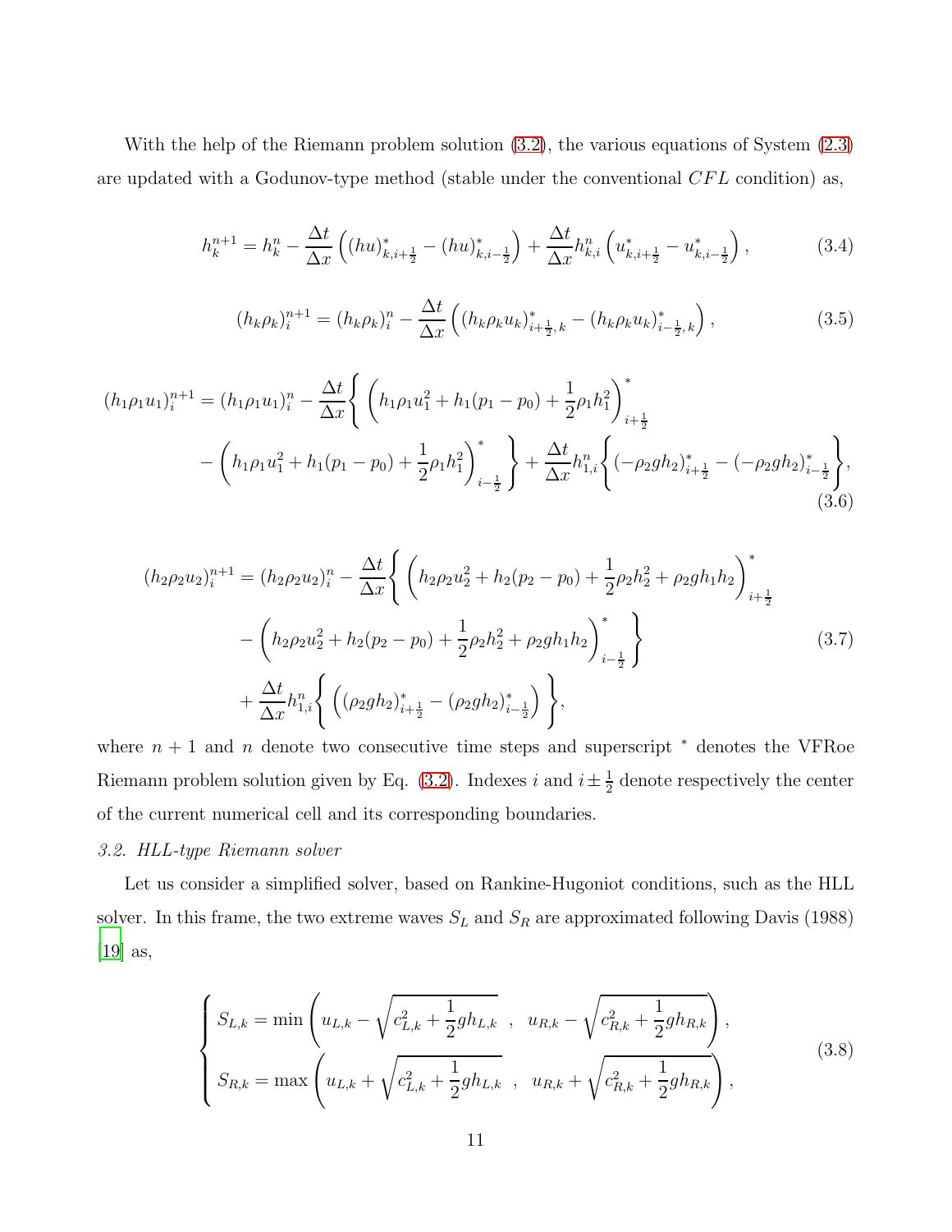With the help of the Riemann problem solution (3.2), the various equations of System (2.3) are updated with a Godunov-type method (stable under the conventional $CFL$ condition) as,

$$h_k^{n+1} = h_k^n - \frac{\Delta t}{\Delta x}\left((hu)^*_{k,i+\frac{1}{2}} - (hu)^*_{k,i-\frac{1}{2}}\right) + \frac{\Delta t}{\Delta x} h^n_{k,i}\left(u^*_{k,i+\frac{1}{2}} - u^*_{k,i-\frac{1}{2}}\right), \tag{3.4}$$

$$(h_k\rho_k)_i^{n+1} = (h_k\rho_k)_i^n - \frac{\Delta t}{\Delta x}\left((h_k\rho_k u_k)^*_{i+\frac{1}{2},k} - (h_k\rho_k u_k)^*_{i-\frac{1}{2},k}\right), \tag{3.5}$$

$$\begin{aligned}(h_1\rho_1 u_1)_i^{n+1} = (h_1\rho_1 u_1)_i^n - \frac{\Delta t}{\Delta x}\Bigg\{ &\left(h_1\rho_1 u_1^2 + h_1(p_1 - p_0) + \frac{1}{2}\rho_1 h_1^2\right)^*_{i+\frac{1}{2}} \\ - &\left(h_1\rho_1 u_1^2 + h_1(p_1 - p_0) + \frac{1}{2}\rho_1 h_1^2\right)^*_{i-\frac{1}{2}}\Bigg\} + \frac{\Delta t}{\Delta x} h^n_{1,i}\Bigg\{(-\rho_2 g h_2)^*_{i+\frac{1}{2}} - (-\rho_2 g h_2)^*_{i-\frac{1}{2}}\Bigg\},\end{aligned} \tag{3.6}$$

$$\begin{aligned}(h_2\rho_2 u_2)_i^{n+1} = (h_2\rho_2 u_2)_i^n - \frac{\Delta t}{\Delta x}\Bigg\{ &\left(h_2\rho_2 u_2^2 + h_2(p_2 - p_0) + \frac{1}{2}\rho_2 h_2^2 + \rho_2 g h_1 h_2\right)^*_{i+\frac{1}{2}} \\ - &\left(h_2\rho_2 u_2^2 + h_2(p_2 - p_0) + \frac{1}{2}\rho_2 h_2^2 + \rho_2 g h_1 h_2\right)^*_{i-\frac{1}{2}}\Bigg\} \\ + &\frac{\Delta t}{\Delta x} h^n_{1,i}\Bigg\{\left((\rho_2 g h_2)^*_{i+\frac{1}{2}} - (\rho_2 g h_2)^*_{i-\frac{1}{2}}\right)\Bigg\},\end{aligned} \tag{3.7}$$

where $n+1$ and $n$ denote two consecutive time steps and superscript $^*$ denotes the VFRoe Riemann problem solution given by Eq. (3.2). Indexes $i$ and $i \pm \frac{1}{2}$ denote respectively the center of the current numerical cell and its corresponding boundaries.

*3.2. HLL-type Riemann solver*

Let us consider a simplified solver, based on Rankine-Hugoniot conditions, such as the HLL solver. In this frame, the two extreme waves $S_L$ and $S_R$ are approximated following Davis (1988) [19] as,

$$\begin{cases} S_{L,k} = \min\left(u_{L,k} - \sqrt{c_{L,k}^2 + \frac{1}{2} g h_{L,k}} \;,\; u_{R,k} - \sqrt{c_{R,k}^2 + \frac{1}{2} g h_{R,k}}\right), \\ S_{R,k} = \max\left(u_{L,k} + \sqrt{c_{L,k}^2 + \frac{1}{2} g h_{L,k}} \;,\; u_{R,k} + \sqrt{c_{R,k}^2 + \frac{1}{2} g h_{R,k}}\right), \end{cases} \tag{3.8}$$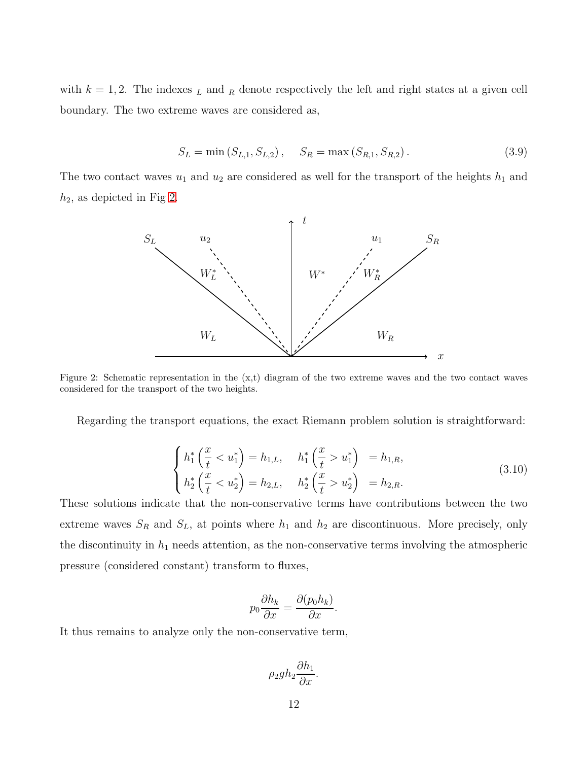with $k = 1, 2$. The indexes $_L$ and $_R$ denote respectively the left and right states at a given cell boundary. The two extreme waves are considered as,

$$S_L = \min\left(S_{L,1}, S_{L,2}\right), \quad S_R = \max\left(S_{R,1}, S_{R,2}\right). \tag{3.9}$$

The two contact waves $u_1$ and $u_2$ are considered as well for the transport of the heights $h_1$ and $h_2$, as depicted in Fig 2.

Figure 2: Schematic representation in the (x,t) diagram of the two extreme waves and the two contact waves considered for the transport of the two heights.

Regarding the transport equations, the exact Riemann problem solution is straightforward:

$$\begin{cases} h_1^*\left(\dfrac{x}{t} < u_1^*\right) = h_{1,L}, & h_1^*\left(\dfrac{x}{t} > u_1^*\right) = h_{1,R}, \\ h_2^*\left(\dfrac{x}{t} < u_2^*\right) = h_{2,L}, & h_2^*\left(\dfrac{x}{t} > u_2^*\right) = h_{2,R}. \end{cases} \tag{3.10}$$

These solutions indicate that the non-conservative terms have contributions between the two extreme waves $S_R$ and $S_L$, at points where $h_1$ and $h_2$ are discontinuous. More precisely, only the discontinuity in $h_1$ needs attention, as the non-conservative terms involving the atmospheric pressure (considered constant) transform to fluxes,

$$p_0 \frac{\partial h_k}{\partial x} = \frac{\partial (p_0 h_k)}{\partial x}.$$

It thus remains to analyze only the non-conservative term,

$$\rho_2 g h_2 \frac{\partial h_1}{\partial x}.$$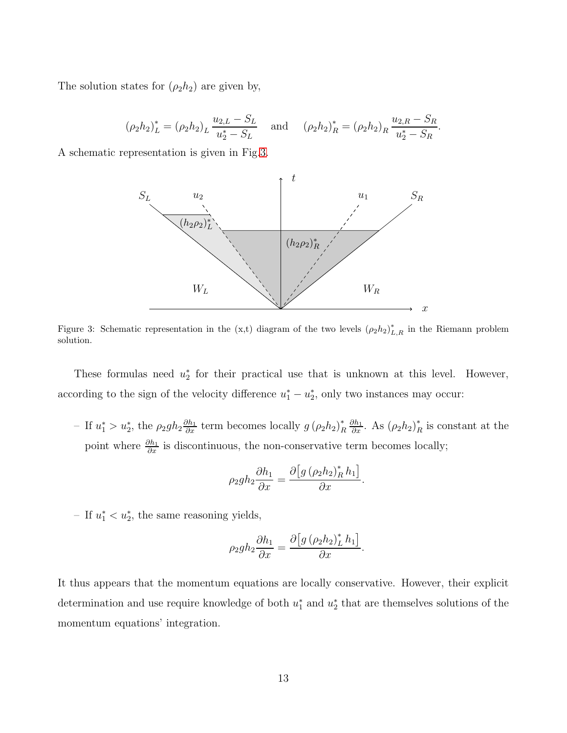The solution states for $(\rho_2 h_2)$ are given by,

$$(\rho_2 h_2)_L^* = (\rho_2 h_2)_L \frac{u_{2,L} - S_L}{u_2^* - S_L} \quad \text{and} \quad (\rho_2 h_2)_R^* = (\rho_2 h_2)_R \frac{u_{2,R} - S_R}{u_2^* - S_R}.$$

A schematic representation is given in Fig.3.

Figure 3: Schematic representation in the (x,t) diagram of the two levels $(\rho_2 h_2)_{L,R}^*$ in the Riemann problem solution.

These formulas need $u_2^*$ for their practical use that is unknown at this level. However, according to the sign of the velocity difference $u_1^* - u_2^*$, only two instances may occur:

– If $u_1^* > u_2^*$, the $\rho_2 g h_2 \frac{\partial h_1}{\partial x}$ term becomes locally $g\,(\rho_2 h_2)_R^* \frac{\partial h_1}{\partial x}$. As $(\rho_2 h_2)_R^*$ is constant at the point where $\frac{\partial h_1}{\partial x}$ is discontinuous, the non-conservative term becomes locally;

$$\rho_2 g h_2 \frac{\partial h_1}{\partial x} = \frac{\partial \left[ g\,(\rho_2 h_2)_R^*\, h_1 \right]}{\partial x}.$$

– If $u_1^* < u_2^*$, the same reasoning yields,

$$\rho_2 g h_2 \frac{\partial h_1}{\partial x} = \frac{\partial \left[ g\,(\rho_2 h_2)_L^*\, h_1 \right]}{\partial x}.$$

It thus appears that the momentum equations are locally conservative. However, their explicit determination and use require knowledge of both $u_1^*$ and $u_2^*$ that are themselves solutions of the momentum equations' integration.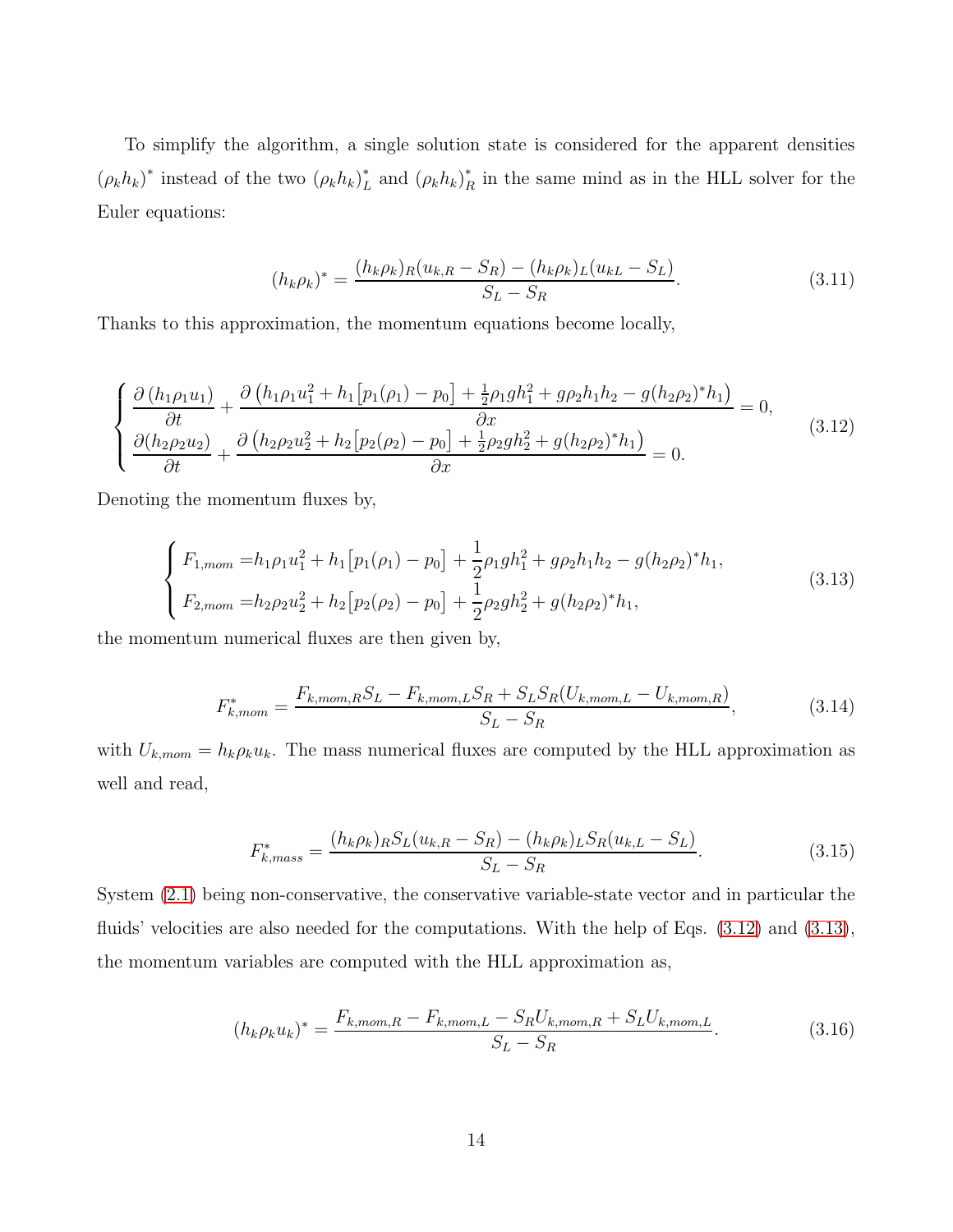To simplify the algorithm, a single solution state is considered for the apparent densities $(\rho_k h_k)^*$ instead of the two $(\rho_k h_k)_L^*$ and $(\rho_k h_k)_R^*$ in the same mind as in the HLL solver for the Euler equations:

$$
(h_k \rho_k)^* = \frac{(h_k \rho_k)_R (u_{k,R} - S_R) - (h_k \rho_k)_L (u_{kL} - S_L)}{S_L - S_R}. \tag{3.11}
$$

Thanks to this approximation, the momentum equations become locally,

$$
\begin{cases}
\dfrac{\partial \left(h_1 \rho_1 u_1\right)}{\partial t} + \dfrac{\partial \left(h_1 \rho_1 u_1^2 + h_1 \big[p_1(\rho_1) - p_0\big] + \frac{1}{2}\rho_1 g h_1^2 + g \rho_2 h_1 h_2 - g (h_2 \rho_2)^* h_1\right)}{\partial x} = 0, \\[2ex]
\dfrac{\partial (h_2 \rho_2 u_2)}{\partial t} + \dfrac{\partial \left(h_2 \rho_2 u_2^2 + h_2 \big[p_2(\rho_2) - p_0\big] + \frac{1}{2}\rho_2 g h_2^2 + g (h_2 \rho_2)^* h_1\right)}{\partial x} = 0.
\end{cases} \tag{3.12}
$$

Denoting the momentum fluxes by,

$$
\begin{cases}
F_{1,mom} = h_1 \rho_1 u_1^2 + h_1 \big[p_1(\rho_1) - p_0\big] + \dfrac{1}{2}\rho_1 g h_1^2 + g \rho_2 h_1 h_2 - g (h_2 \rho_2)^* h_1, \\[1ex]
F_{2,mom} = h_2 \rho_2 u_2^2 + h_2 \big[p_2(\rho_2) - p_0\big] + \dfrac{1}{2}\rho_2 g h_2^2 + g (h_2 \rho_2)^* h_1,
\end{cases} \tag{3.13}
$$

the momentum numerical fluxes are then given by,

$$
F_{k,mom}^* = \frac{F_{k,mom,R} S_L - F_{k,mom,L} S_R + S_L S_R (U_{k,mom,L} - U_{k,mom,R})}{S_L - S_R}, \tag{3.14}
$$

with $U_{k,mom} = h_k \rho_k u_k$. The mass numerical fluxes are computed by the HLL approximation as well and read,

$$
F_{k,mass}^* = \frac{(h_k \rho_k)_R S_L (u_{k,R} - S_R) - (h_k \rho_k)_L S_R (u_{k,L} - S_L)}{S_L - S_R}. \tag{3.15}
$$

System (2.1) being non-conservative, the conservative variable-state vector and in particular the fluids' velocities are also needed for the computations. With the help of Eqs. (3.12) and (3.13), the momentum variables are computed with the HLL approximation as,

$$
(h_k \rho_k u_k)^* = \frac{F_{k,mom,R} - F_{k,mom,L} - S_R U_{k,mom,R} + S_L U_{k,mom,L}}{S_L - S_R}. \tag{3.16}
$$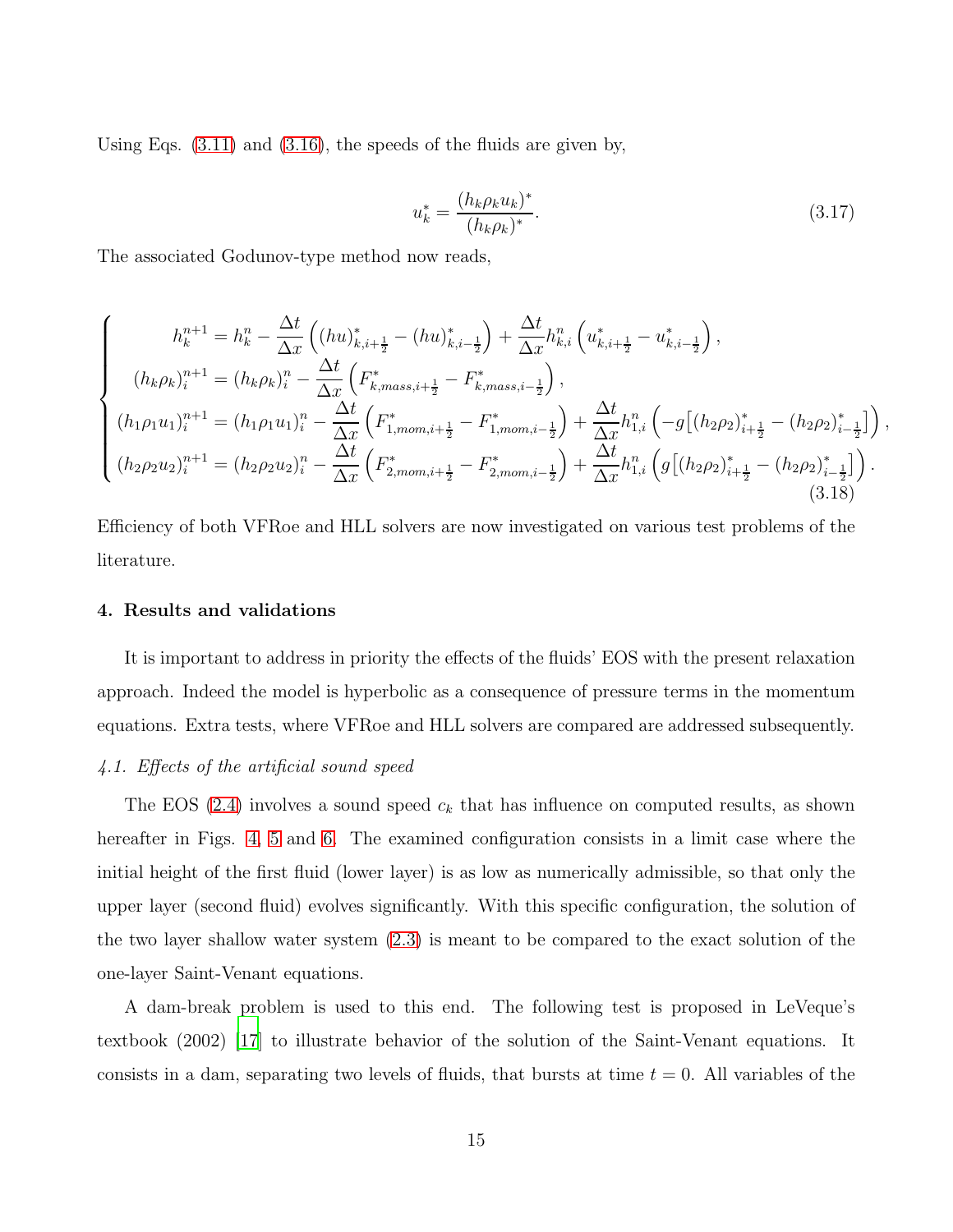Using Eqs. (3.11) and (3.16), the speeds of the fluids are given by,

$$
u_k^* = \frac{(h_k \rho_k u_k)^*}{(h_k \rho_k)^*}. \tag{3.17}
$$

The associated Godunov-type method now reads,

$$
\begin{cases}
h_k^{n+1} = h_k^n - \dfrac{\Delta t}{\Delta x}\left((hu)^*_{k,i+\frac{1}{2}} - (hu)^*_{k,i-\frac{1}{2}}\right) + \dfrac{\Delta t}{\Delta x} h^n_{k,i}\left(u^*_{k,i+\frac{1}{2}} - u^*_{k,i-\frac{1}{2}}\right), \\
(h_k\rho_k)^{n+1}_i = (h_k\rho_k)^n_i - \dfrac{\Delta t}{\Delta x}\left(F^*_{k,mass,i+\frac{1}{2}} - F^*_{k,mass,i-\frac{1}{2}}\right), \\
(h_1\rho_1 u_1)^{n+1}_i = (h_1\rho_1 u_1)^n_i - \dfrac{\Delta t}{\Delta x}\left(F^*_{1,mom,i+\frac{1}{2}} - F^*_{1,mom,i-\frac{1}{2}}\right) + \dfrac{\Delta t}{\Delta x} h^n_{1,i}\left(-g\big[(h_2\rho_2)^*_{i+\frac{1}{2}} - (h_2\rho_2)^*_{i-\frac{1}{2}}\big]\right), \\
(h_2\rho_2 u_2)^{n+1}_i = (h_2\rho_2 u_2)^n_i - \dfrac{\Delta t}{\Delta x}\left(F^*_{2,mom,i+\frac{1}{2}} - F^*_{2,mom,i-\frac{1}{2}}\right) + \dfrac{\Delta t}{\Delta x} h^n_{1,i}\left(g\big[(h_2\rho_2)^*_{i+\frac{1}{2}} - (h_2\rho_2)^*_{i-\frac{1}{2}}\big]\right).
\end{cases} \tag{3.18}
$$

Efficiency of both VFRoe and HLL solvers are now investigated on various test problems of the literature.

## 4. Results and validations

It is important to address in priority the effects of the fluids' EOS with the present relaxation approach. Indeed the model is hyperbolic as a consequence of pressure terms in the momentum equations. Extra tests, where VFRoe and HLL solvers are compared are addressed subsequently.

### *4.1. Effects of the artificial sound speed*

The EOS (2.4) involves a sound speed $c_k$ that has influence on computed results, as shown hereafter in Figs. 4, 5 and 6. The examined configuration consists in a limit case where the initial height of the first fluid (lower layer) is as low as numerically admissible, so that only the upper layer (second fluid) evolves significantly. With this specific configuration, the solution of the two layer shallow water system (2.3) is meant to be compared to the exact solution of the one-layer Saint-Venant equations.

A dam-break problem is used to this end. The following test is proposed in LeVeque's textbook (2002) [17] to illustrate behavior of the solution of the Saint-Venant equations. It consists in a dam, separating two levels of fluids, that bursts at time $t = 0$. All variables of the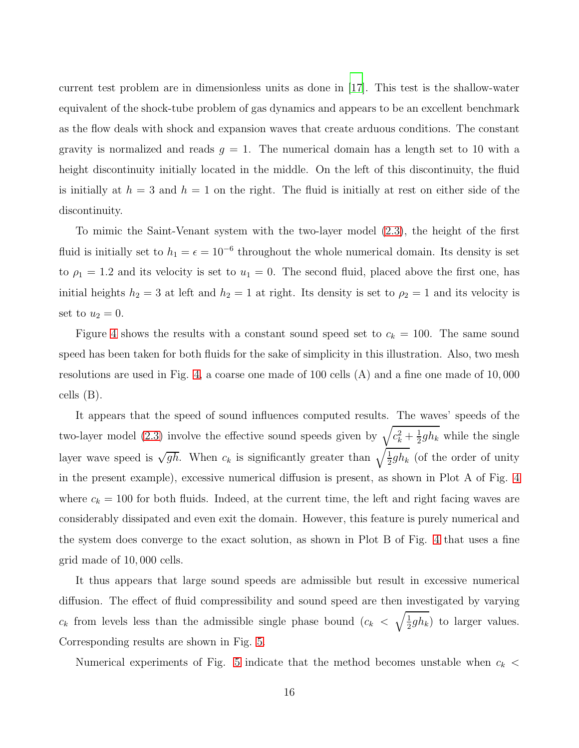current test problem are in dimensionless units as done in [17]. This test is the shallow-water equivalent of the shock-tube problem of gas dynamics and appears to be an excellent benchmark as the flow deals with shock and expansion waves that create arduous conditions. The constant gravity is normalized and reads $g = 1$. The numerical domain has a length set to 10 with a height discontinuity initially located in the middle. On the left of this discontinuity, the fluid is initially at $h = 3$ and $h = 1$ on the right. The fluid is initially at rest on either side of the discontinuity.

To mimic the Saint-Venant system with the two-layer model (2.3), the height of the first fluid is initially set to $h_1 = \epsilon = 10^{-6}$ throughout the whole numerical domain. Its density is set to $\rho_1 = 1.2$ and its velocity is set to $u_1 = 0$. The second fluid, placed above the first one, has initial heights $h_2 = 3$ at left and $h_2 = 1$ at right. Its density is set to $\rho_2 = 1$ and its velocity is set to $u_2 = 0$.

Figure 4 shows the results with a constant sound speed set to $c_k = 100$. The same sound speed has been taken for both fluids for the sake of simplicity in this illustration. Also, two mesh resolutions are used in Fig. 4, a coarse one made of 100 cells (A) and a fine one made of 10,000 cells (B).

It appears that the speed of sound influences computed results. The waves' speeds of the two-layer model (2.3) involve the effective sound speeds given by $\sqrt{c_k^2 + \frac{1}{2} g h_k}$ while the single layer wave speed is $\sqrt{gh}$. When $c_k$ is significantly greater than $\sqrt{\frac{1}{2} g h_k}$ (of the order of unity in the present example), excessive numerical diffusion is present, as shown in Plot A of Fig. 4 where $c_k = 100$ for both fluids. Indeed, at the current time, the left and right facing waves are considerably dissipated and even exit the domain. However, this feature is purely numerical and the system does converge to the exact solution, as shown in Plot B of Fig. 4 that uses a fine grid made of 10,000 cells.

It thus appears that large sound speeds are admissible but result in excessive numerical diffusion. The effect of fluid compressibility and sound speed are then investigated by varying $c_k$ from levels less than the admissible single phase bound ($c_k < \sqrt{\frac{1}{2} g h_k}$) to larger values. Corresponding results are shown in Fig. 5.

Numerical experiments of Fig. 5 indicate that the method becomes unstable when $c_k <$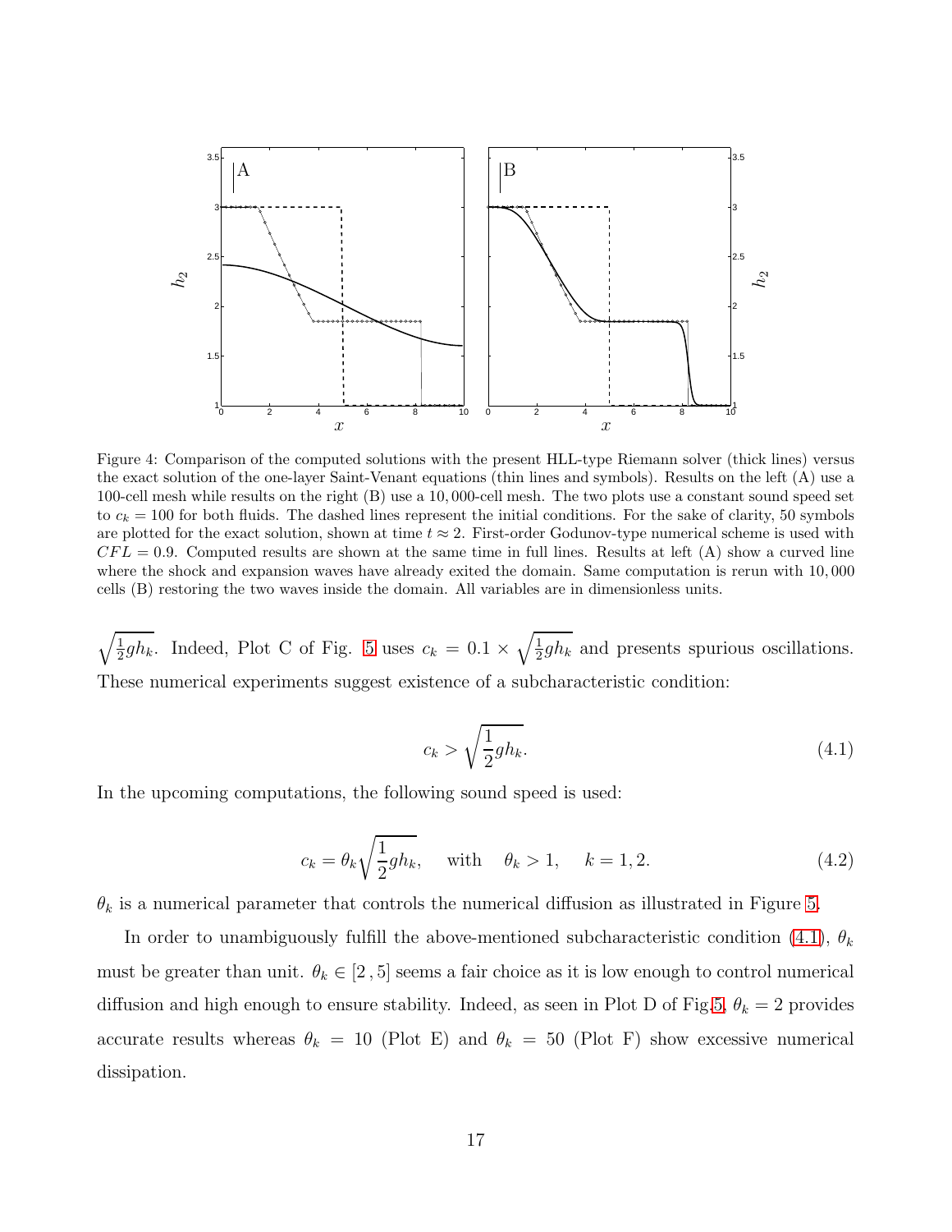Figure 4: Comparison of the computed solutions with the present HLL-type Riemann solver (thick lines) versus the exact solution of the one-layer Saint-Venant equations (thin lines and symbols). Results on the left (A) use a 100-cell mesh while results on the right (B) use a 10,000-cell mesh. The two plots use a constant sound speed set to $c_k = 100$ for both fluids. The dashed lines represent the initial conditions. For the sake of clarity, 50 symbols are plotted for the exact solution, shown at time $t \approx 2$. First-order Godunov-type numerical scheme is used with $CFL = 0.9$. Computed results are shown at the same time in full lines. Results at left (A) show a curved line where the shock and expansion waves have already exited the domain. Same computation is rerun with 10,000 cells (B) restoring the two waves inside the domain. All variables are in dimensionless units.

$\sqrt{\frac{1}{2}gh_k}$. Indeed, Plot C of Fig. 5 uses $c_k = 0.1 \times \sqrt{\frac{1}{2}gh_k}$ and presents spurious oscillations. These numerical experiments suggest existence of a subcharacteristic condition:

$$c_k > \sqrt{\frac{1}{2}gh_k}. \tag{4.1}$$

In the upcoming computations, the following sound speed is used:

$$c_k = \theta_k \sqrt{\frac{1}{2}gh_k}, \quad \text{with} \quad \theta_k > 1, \quad k = 1, 2. \tag{4.2}$$

$\theta_k$ is a numerical parameter that controls the numerical diffusion as illustrated in Figure 5.

In order to unambiguously fulfill the above-mentioned subcharacteristic condition (4.1), $\theta_k$ must be greater than unit. $\theta_k \in [2\,, 5]$ seems a fair choice as it is low enough to control numerical diffusion and high enough to ensure stability. Indeed, as seen in Plot D of Fig.5, $\theta_k = 2$ provides accurate results whereas $\theta_k = 10$ (Plot E) and $\theta_k = 50$ (Plot F) show excessive numerical dissipation.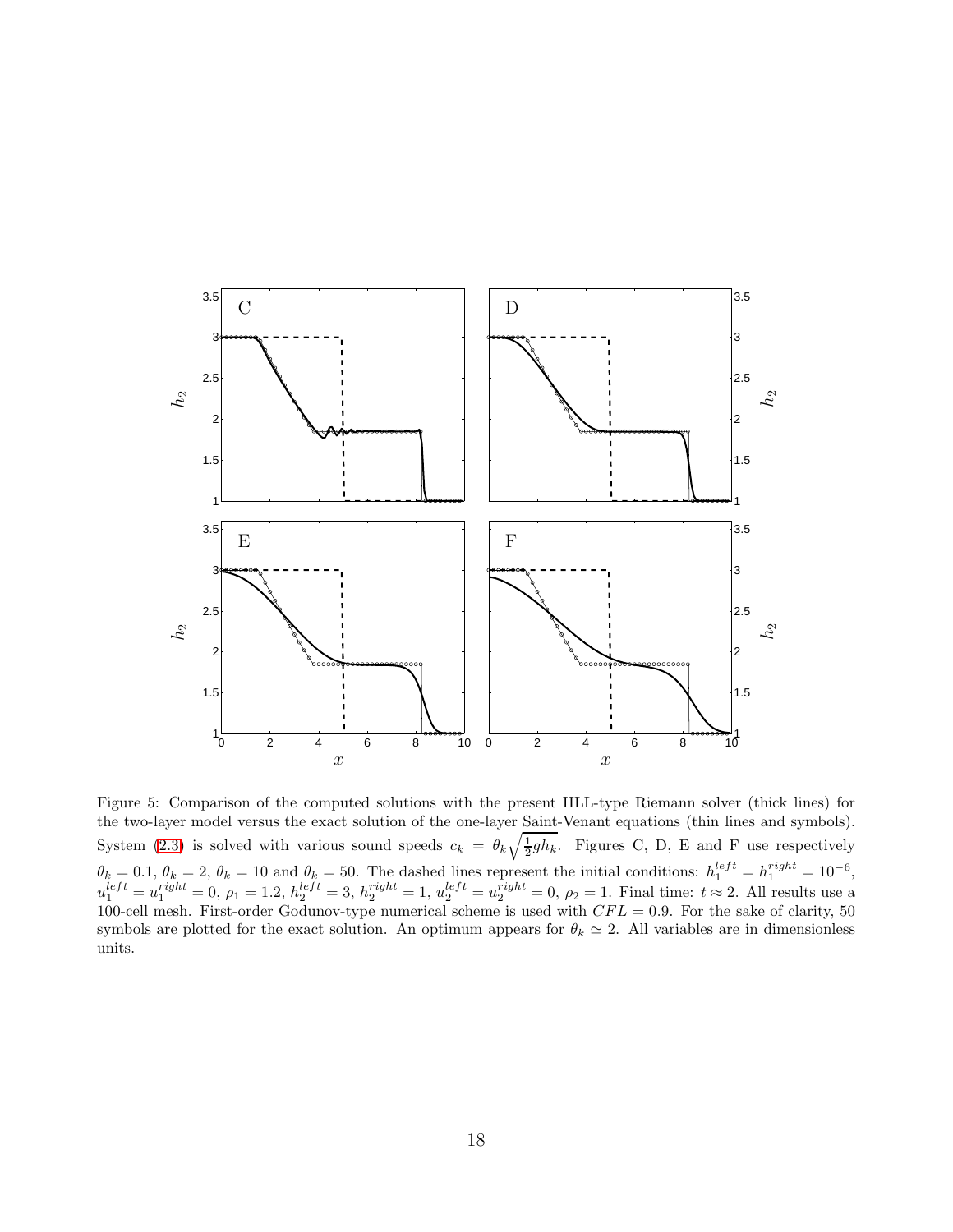Figure 5: Comparison of the computed solutions with the present HLL-type Riemann solver (thick lines) for the two-layer model versus the exact solution of the one-layer Saint-Venant equations (thin lines and symbols). System (2.3) is solved with various sound speeds $c_k = \theta_k \sqrt{\frac{1}{2} g h_k}$. Figures C, D, E and F use respectively $\theta_k = 0.1$, $\theta_k = 2$, $\theta_k = 10$ and $\theta_k = 50$. The dashed lines represent the initial conditions: $h_1^{left} = h_1^{right} = 10^{-6}$, $u_1^{left} = u_1^{right} = 0$, $\rho_1 = 1.2$, $h_2^{left} = 3$, $h_2^{right} = 1$, $u_2^{left} = u_2^{right} = 0$, $\rho_2 = 1$. Final time: $t \approx 2$. All results use a 100-cell mesh. First-order Godunov-type numerical scheme is used with $CFL = 0.9$. For the sake of clarity, 50 symbols are plotted for the exact solution. An optimum appears for $\theta_k \simeq 2$. All variables are in dimensionless units.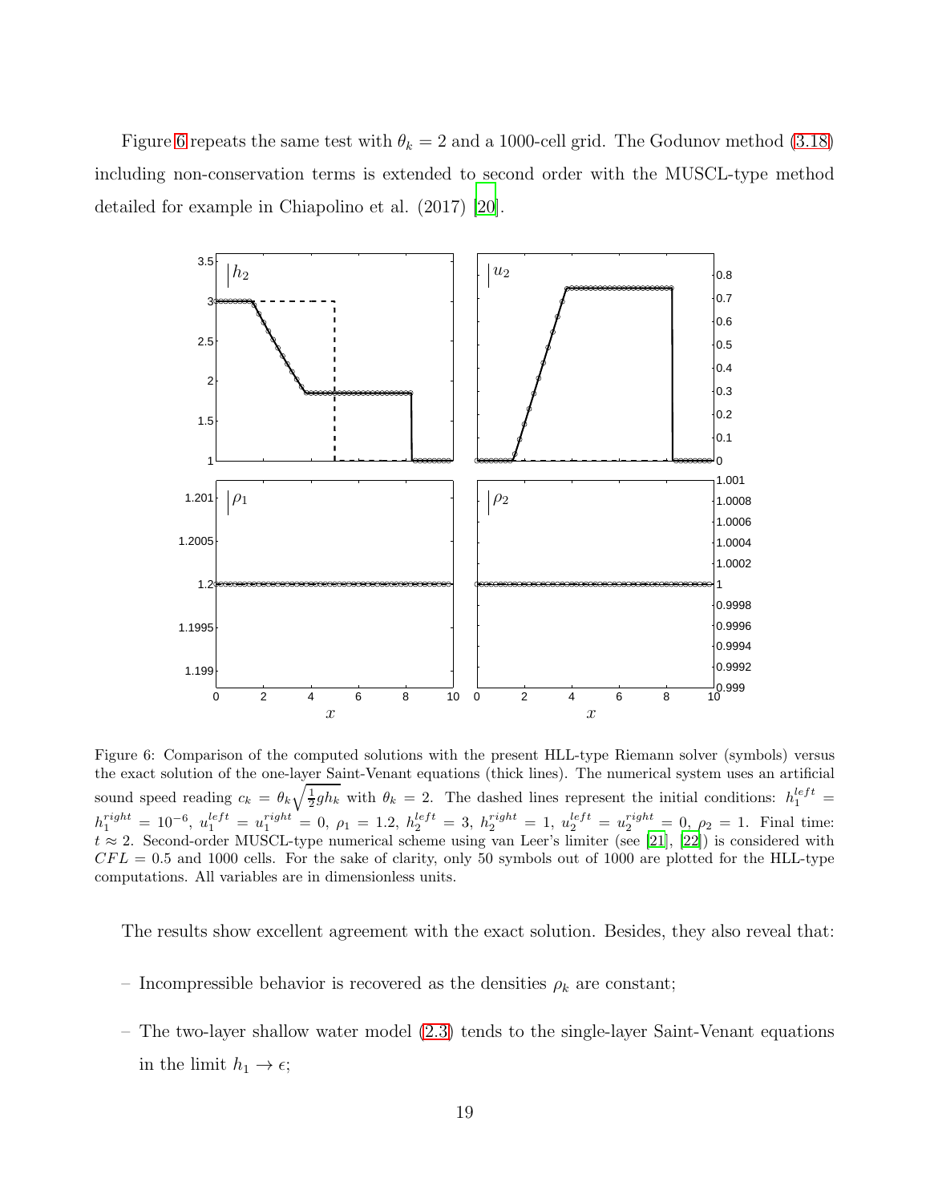Figure 6 repeats the same test with $\theta_k = 2$ and a 1000-cell grid. The Godunov method (3.18) including non-conservation terms is extended to second order with the MUSCL-type method detailed for example in Chiapolino et al. (2017) [20].

Figure 6: Comparison of the computed solutions with the present HLL-type Riemann solver (symbols) versus the exact solution of the one-layer Saint-Venant equations (thick lines). The numerical system uses an artificial sound speed reading $c_k = \theta_k \sqrt{\frac{1}{2} g h_k}$ with $\theta_k = 2$. The dashed lines represent the initial conditions: $h_1^{left} = h_1^{right} = 10^{-6}$, $u_1^{left} = u_1^{right} = 0$, $\rho_1 = 1.2$, $h_2^{left} = 3$, $h_2^{right} = 1$, $u_2^{left} = u_2^{right} = 0$, $\rho_2 = 1$. Final time: $t \approx 2$. Second-order MUSCL-type numerical scheme using van Leer's limiter (see [21], [22]) is considered with $CFL = 0.5$ and 1000 cells. For the sake of clarity, only 50 symbols out of 1000 are plotted for the HLL-type computations. All variables are in dimensionless units.

The results show excellent agreement with the exact solution. Besides, they also reveal that:

– Incompressible behavior is recovered as the densities $\rho_k$ are constant;

– The two-layer shallow water model (2.3) tends to the single-layer Saint-Venant equations in the limit $h_1 \to \epsilon$;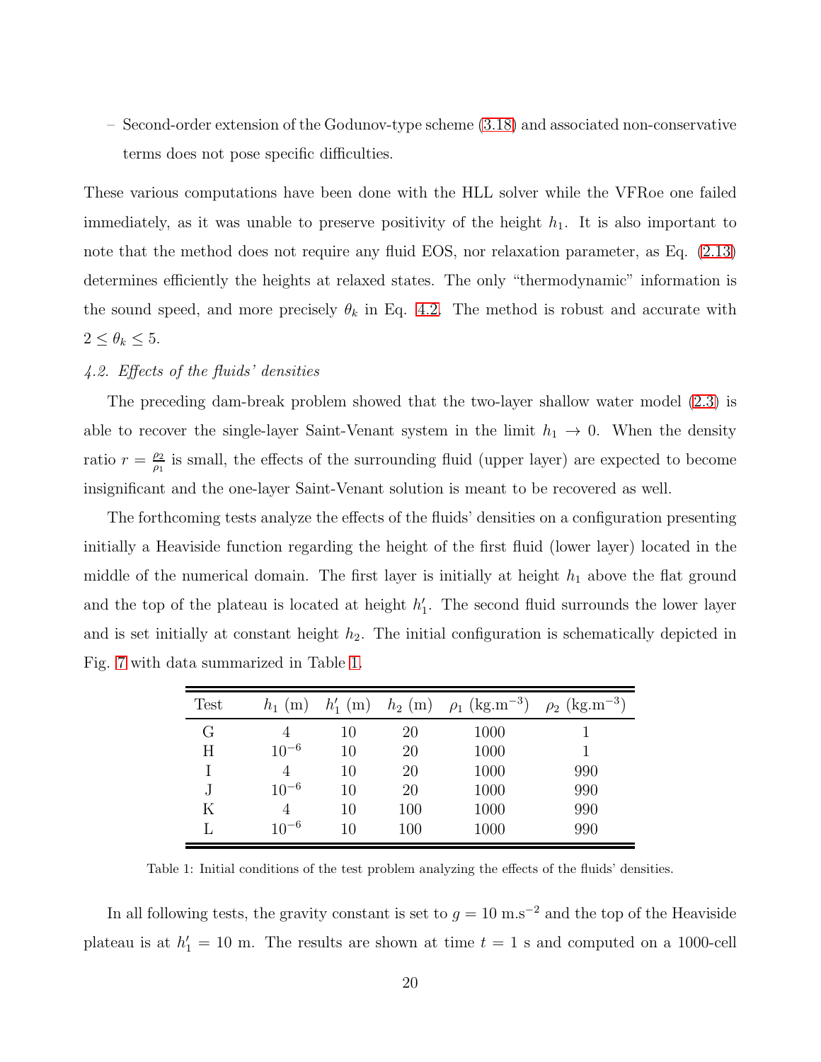– Second-order extension of the Godunov-type scheme (3.18) and associated non-conservative terms does not pose specific difficulties.

These various computations have been done with the HLL solver while the VFRoe one failed immediately, as it was unable to preserve positivity of the height $h_1$. It is also important to note that the method does not require any fluid EOS, nor relaxation parameter, as Eq. (2.13) determines efficiently the heights at relaxed states. The only "thermodynamic" information is the sound speed, and more precisely $\theta_k$ in Eq. 4.2. The method is robust and accurate with $2 \leq \theta_k \leq 5$.

### *4.2. Effects of the fluids' densities*

The preceding dam-break problem showed that the two-layer shallow water model (2.3) is able to recover the single-layer Saint-Venant system in the limit $h_1 \to 0$. When the density ratio $r = \frac{\rho_2}{\rho_1}$ is small, the effects of the surrounding fluid (upper layer) are expected to become insignificant and the one-layer Saint-Venant solution is meant to be recovered as well.

The forthcoming tests analyze the effects of the fluids' densities on a configuration presenting initially a Heaviside function regarding the height of the first fluid (lower layer) located in the middle of the numerical domain. The first layer is initially at height $h_1$ above the flat ground and the top of the plateau is located at height $h_1'$. The second fluid surrounds the lower layer and is set initially at constant height $h_2$. The initial configuration is schematically depicted in Fig. 7 with data summarized in Table 1.

| Test | $h_1$ (m) | $h_1'$ (m) | $h_2$ (m) | $\rho_1$ (kg.m$^{-3}$) | $\rho_2$ (kg.m$^{-3}$) |
|---|---|---|---|---|---|
| G | 4 | 10 | 20 | 1000 | 1 |
| H | $10^{-6}$ | 10 | 20 | 1000 | 1 |
| I | 4 | 10 | 20 | 1000 | 990 |
| J | $10^{-6}$ | 10 | 20 | 1000 | 990 |
| K | 4 | 10 | 100 | 1000 | 990 |
| L | $10^{-6}$ | 10 | 100 | 1000 | 990 |

Table 1: Initial conditions of the test problem analyzing the effects of the fluids' densities.

In all following tests, the gravity constant is set to $g = 10$ m.s$^{-2}$ and the top of the Heaviside plateau is at $h_1' = 10$ m. The results are shown at time $t = 1$ s and computed on a 1000-cell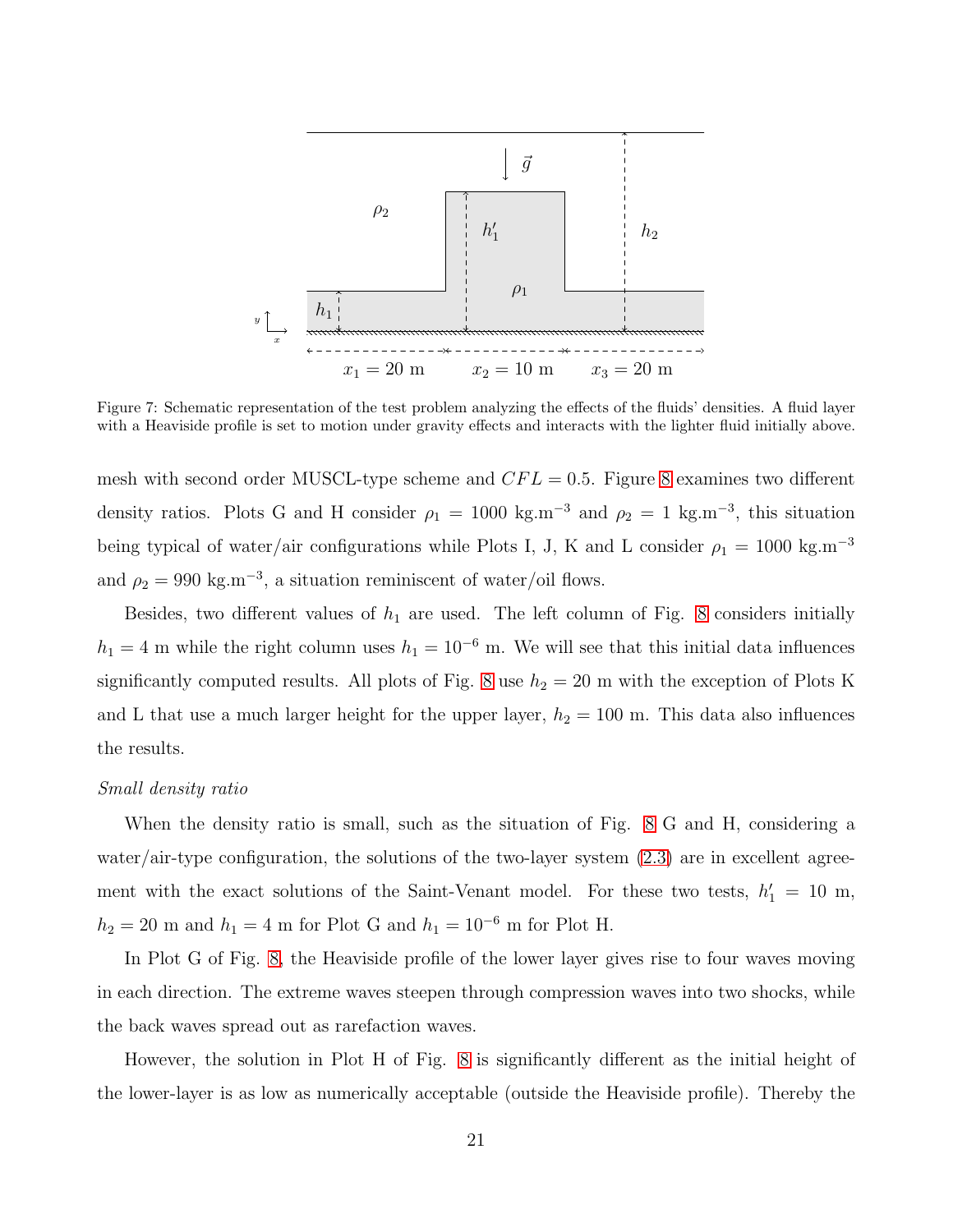Figure 7: Schematic representation of the test problem analyzing the effects of the fluids' densities. A fluid layer with a Heaviside profile is set to motion under gravity effects and interacts with the lighter fluid initially above.

mesh with second order MUSCL-type scheme and $CFL = 0.5$. Figure 8 examines two different density ratios. Plots G and H consider $\rho_1 = 1000$ kg.m$^{-3}$ and $\rho_2 = 1$ kg.m$^{-3}$, this situation being typical of water/air configurations while Plots I, J, K and L consider $\rho_1 = 1000$ kg.m$^{-3}$ and $\rho_2 = 990$ kg.m$^{-3}$, a situation reminiscent of water/oil flows.

Besides, two different values of $h_1$ are used. The left column of Fig. 8 considers initially $h_1 = 4$ m while the right column uses $h_1 = 10^{-6}$ m. We will see that this initial data influences significantly computed results. All plots of Fig. 8 use $h_2 = 20$ m with the exception of Plots K and L that use a much larger height for the upper layer, $h_2 = 100$ m. This data also influences the results.

*Small density ratio*

When the density ratio is small, such as the situation of Fig. 8 G and H, considering a water/air-type configuration, the solutions of the two-layer system (2.3) are in excellent agreement with the exact solutions of the Saint-Venant model. For these two tests, $h_1' = 10$ m, $h_2 = 20$ m and $h_1 = 4$ m for Plot G and $h_1 = 10^{-6}$ m for Plot H.

In Plot G of Fig. 8, the Heaviside profile of the lower layer gives rise to four waves moving in each direction. The extreme waves steepen through compression waves into two shocks, while the back waves spread out as rarefaction waves.

However, the solution in Plot H of Fig. 8 is significantly different as the initial height of the lower-layer is as low as numerically acceptable (outside the Heaviside profile). Thereby the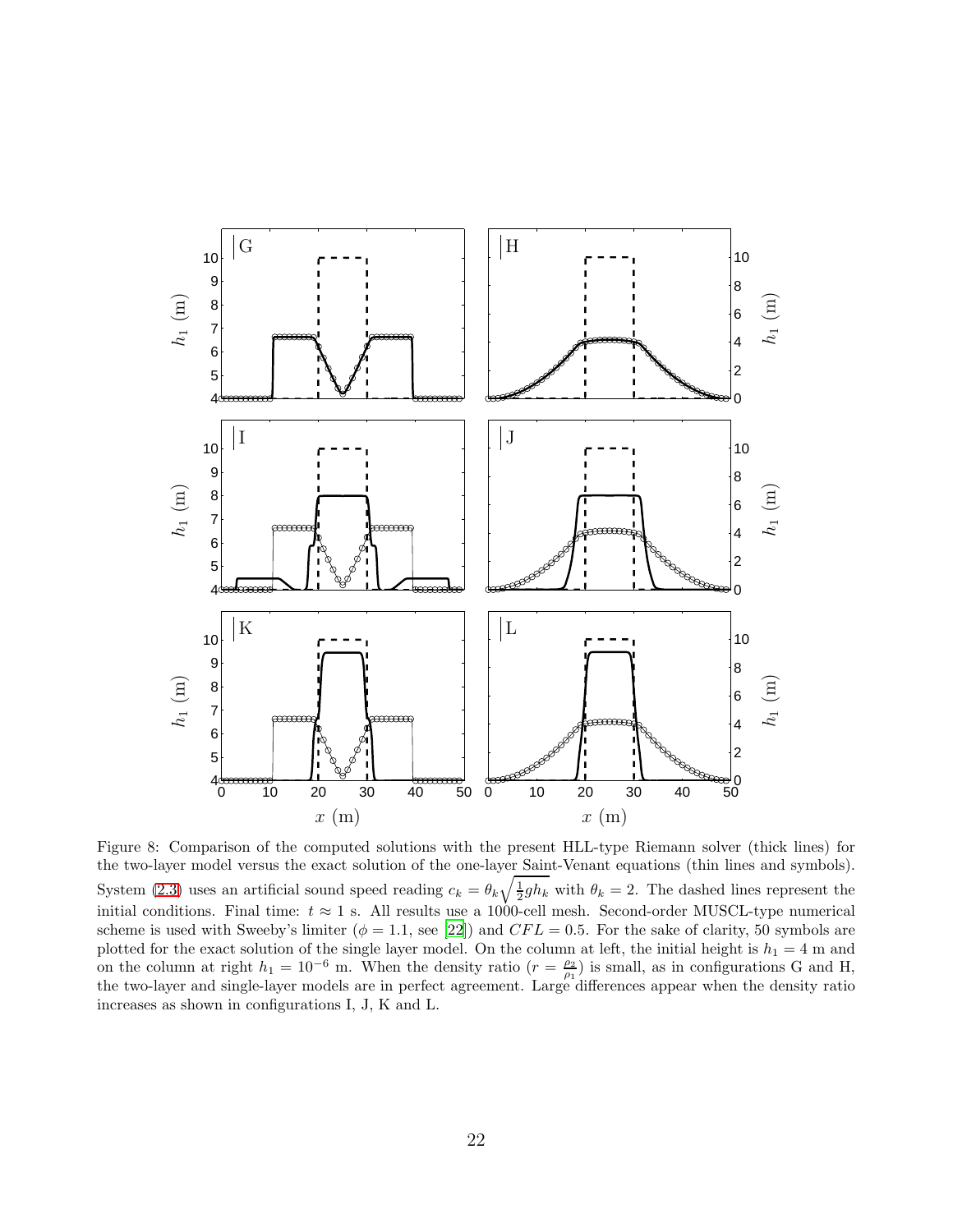Figure 8: Comparison of the computed solutions with the present HLL-type Riemann solver (thick lines) for the two-layer model versus the exact solution of the one-layer Saint-Venant equations (thin lines and symbols). System (2.3) uses an artificial sound speed reading $c_k = \theta_k \sqrt{\frac{1}{2} g h_k}$ with $\theta_k = 2$. The dashed lines represent the initial conditions. Final time: $t \approx 1$ s. All results use a 1000-cell mesh. Second-order MUSCL-type numerical scheme is used with Sweeby's limiter ($\phi = 1.1$, see [22]) and $CFL = 0.5$. For the sake of clarity, 50 symbols are plotted for the exact solution of the single layer model. On the column at left, the initial height is $h_1 = 4$ m and on the column at right $h_1 = 10^{-6}$ m. When the density ratio ($r = \frac{\rho_2}{\rho_1}$) is small, as in configurations G and H, the two-layer and single-layer models are in perfect agreement. Large differences appear when the density ratio increases as shown in configurations I, J, K and L.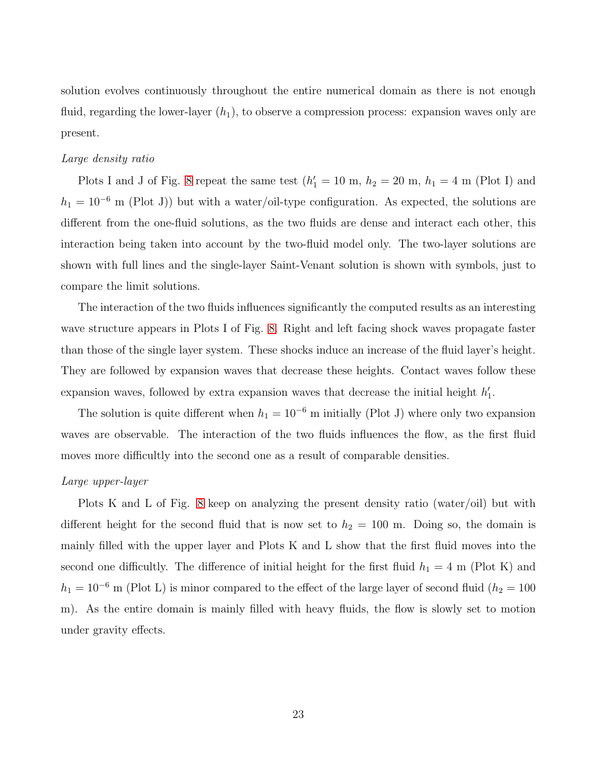solution evolves continuously throughout the entire numerical domain as there is not enough fluid, regarding the lower-layer ($h_1$), to observe a compression process: expansion waves only are present.

*Large density ratio*

Plots I and J of Fig. 8 repeat the same test ($h_1' = 10$ m, $h_2 = 20$ m, $h_1 = 4$ m (Plot I) and $h_1 = 10^{-6}$ m (Plot J)) but with a water/oil-type configuration. As expected, the solutions are different from the one-fluid solutions, as the two fluids are dense and interact each other, this interaction being taken into account by the two-fluid model only. The two-layer solutions are shown with full lines and the single-layer Saint-Venant solution is shown with symbols, just to compare the limit solutions.

The interaction of the two fluids influences significantly the computed results as an interesting wave structure appears in Plots I of Fig. 8. Right and left facing shock waves propagate faster than those of the single layer system. These shocks induce an increase of the fluid layer's height. They are followed by expansion waves that decrease these heights. Contact waves follow these expansion waves, followed by extra expansion waves that decrease the initial height $h_1'$.

The solution is quite different when $h_1 = 10^{-6}$ m initially (Plot J) where only two expansion waves are observable. The interaction of the two fluids influences the flow, as the first fluid moves more difficultly into the second one as a result of comparable densities.

*Large upper-layer*

Plots K and L of Fig. 8 keep on analyzing the present density ratio (water/oil) but with different height for the second fluid that is now set to $h_2 = 100$ m. Doing so, the domain is mainly filled with the upper layer and Plots K and L show that the first fluid moves into the second one difficultly. The difference of initial height for the first fluid $h_1 = 4$ m (Plot K) and $h_1 = 10^{-6}$ m (Plot L) is minor compared to the effect of the large layer of second fluid ($h_2 = 100$ m). As the entire domain is mainly filled with heavy fluids, the flow is slowly set to motion under gravity effects.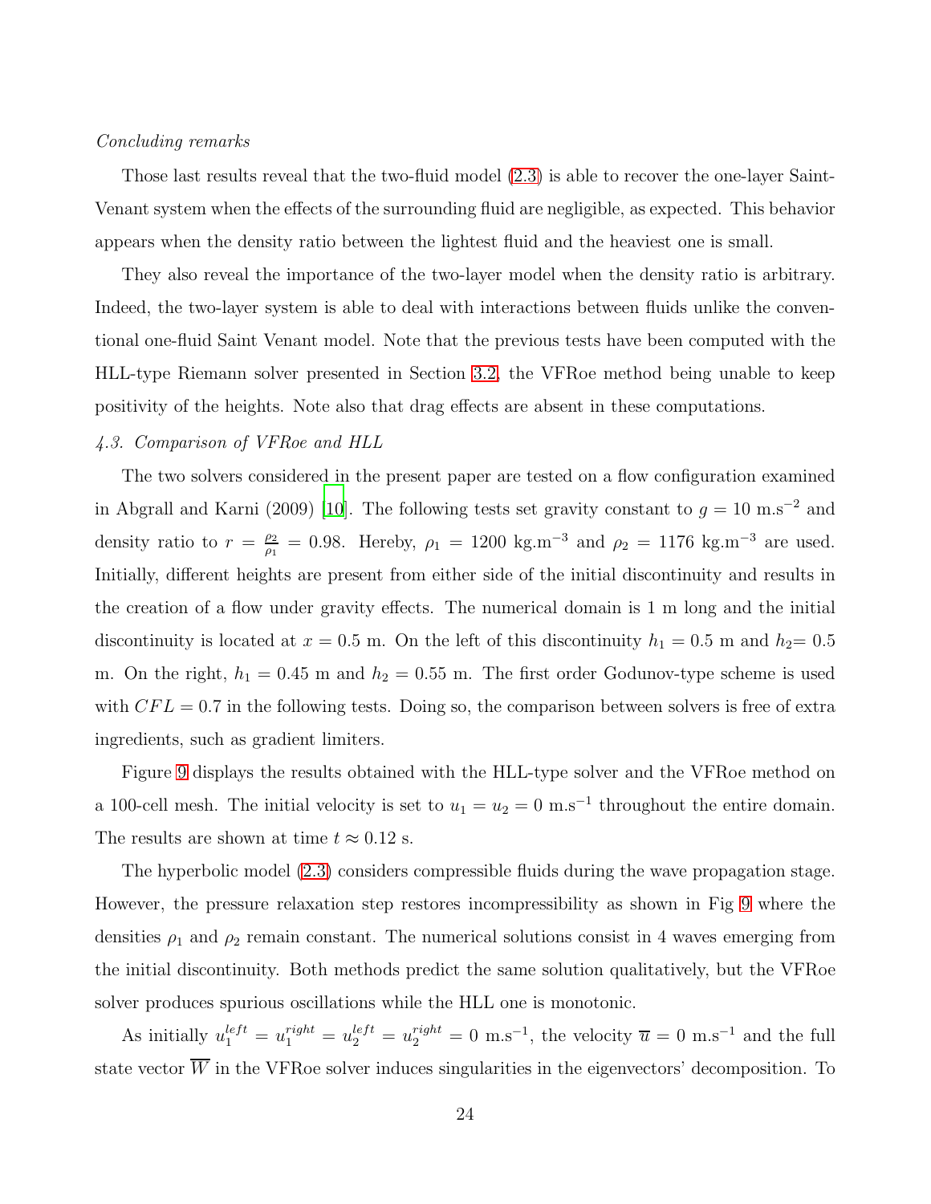*Concluding remarks*

Those last results reveal that the two-fluid model (2.3) is able to recover the one-layer Saint-Venant system when the effects of the surrounding fluid are negligible, as expected. This behavior appears when the density ratio between the lightest fluid and the heaviest one is small.

They also reveal the importance of the two-layer model when the density ratio is arbitrary. Indeed, the two-layer system is able to deal with interactions between fluids unlike the conventional one-fluid Saint Venant model. Note that the previous tests have been computed with the HLL-type Riemann solver presented in Section 3.2, the VFRoe method being unable to keep positivity of the heights. Note also that drag effects are absent in these computations.

### *4.3. Comparison of VFRoe and HLL*

The two solvers considered in the present paper are tested on a flow configuration examined in Abgrall and Karni (2009) [10]. The following tests set gravity constant to $g = 10$ m.s$^{-2}$ and density ratio to $r = \frac{\rho_2}{\rho_1} = 0.98$. Hereby, $\rho_1 = 1200$ kg.m$^{-3}$ and $\rho_2 = 1176$ kg.m$^{-3}$ are used. Initially, different heights are present from either side of the initial discontinuity and results in the creation of a flow under gravity effects. The numerical domain is 1 m long and the initial discontinuity is located at $x = 0.5$ m. On the left of this discontinuity $h_1 = 0.5$ m and $h_2 = 0.5$ m. On the right, $h_1 = 0.45$ m and $h_2 = 0.55$ m. The first order Godunov-type scheme is used with $CFL = 0.7$ in the following tests. Doing so, the comparison between solvers is free of extra ingredients, such as gradient limiters.

Figure 9 displays the results obtained with the HLL-type solver and the VFRoe method on a 100-cell mesh. The initial velocity is set to $u_1 = u_2 = 0$ m.s$^{-1}$ throughout the entire domain. The results are shown at time $t \approx 0.12$ s.

The hyperbolic model (2.3) considers compressible fluids during the wave propagation stage. However, the pressure relaxation step restores incompressibility as shown in Fig 9 where the densities $\rho_1$ and $\rho_2$ remain constant. The numerical solutions consist in 4 waves emerging from the initial discontinuity. Both methods predict the same solution qualitatively, but the VFRoe solver produces spurious oscillations while the HLL one is monotonic.

As initially $u_1^{left} = u_1^{right} = u_2^{left} = u_2^{right} = 0$ m.s$^{-1}$, the velocity $\overline{u} = 0$ m.s$^{-1}$ and the full state vector $\overline{W}$ in the VFRoe solver induces singularities in the eigenvectors' decomposition. To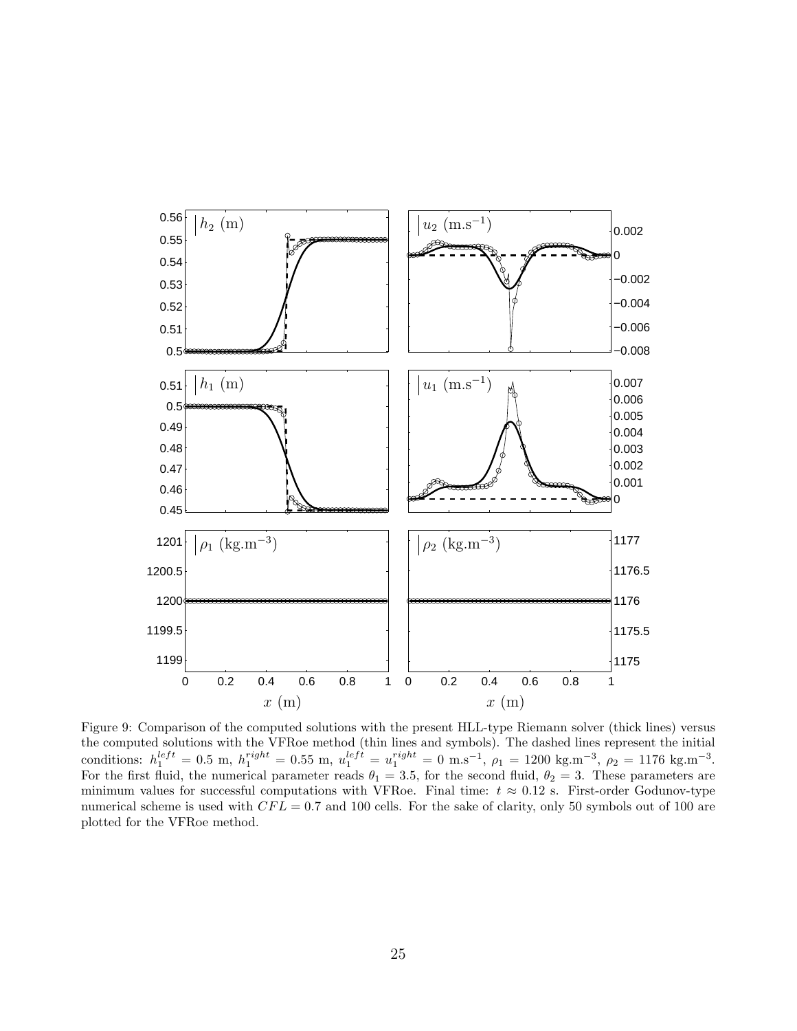Figure 9: Comparison of the computed solutions with the present HLL-type Riemann solver (thick lines) versus the computed solutions with the VFRoe method (thin lines and symbols). The dashed lines represent the initial conditions: $h_1^{left} = 0.5$ m, $h_1^{right} = 0.55$ m, $u_1^{left} = u_1^{right} = 0$ m.s$^{-1}$, $\rho_1 = 1200$ kg.m$^{-3}$, $\rho_2 = 1176$ kg.m$^{-3}$. For the first fluid, the numerical parameter reads $\theta_1 = 3.5$, for the second fluid, $\theta_2 = 3$. These parameters are minimum values for successful computations with VFRoe. Final time: $t \approx 0.12$ s. First-order Godunov-type numerical scheme is used with $CFL = 0.7$ and 100 cells. For the sake of clarity, only 50 symbols out of 100 are plotted for the VFRoe method.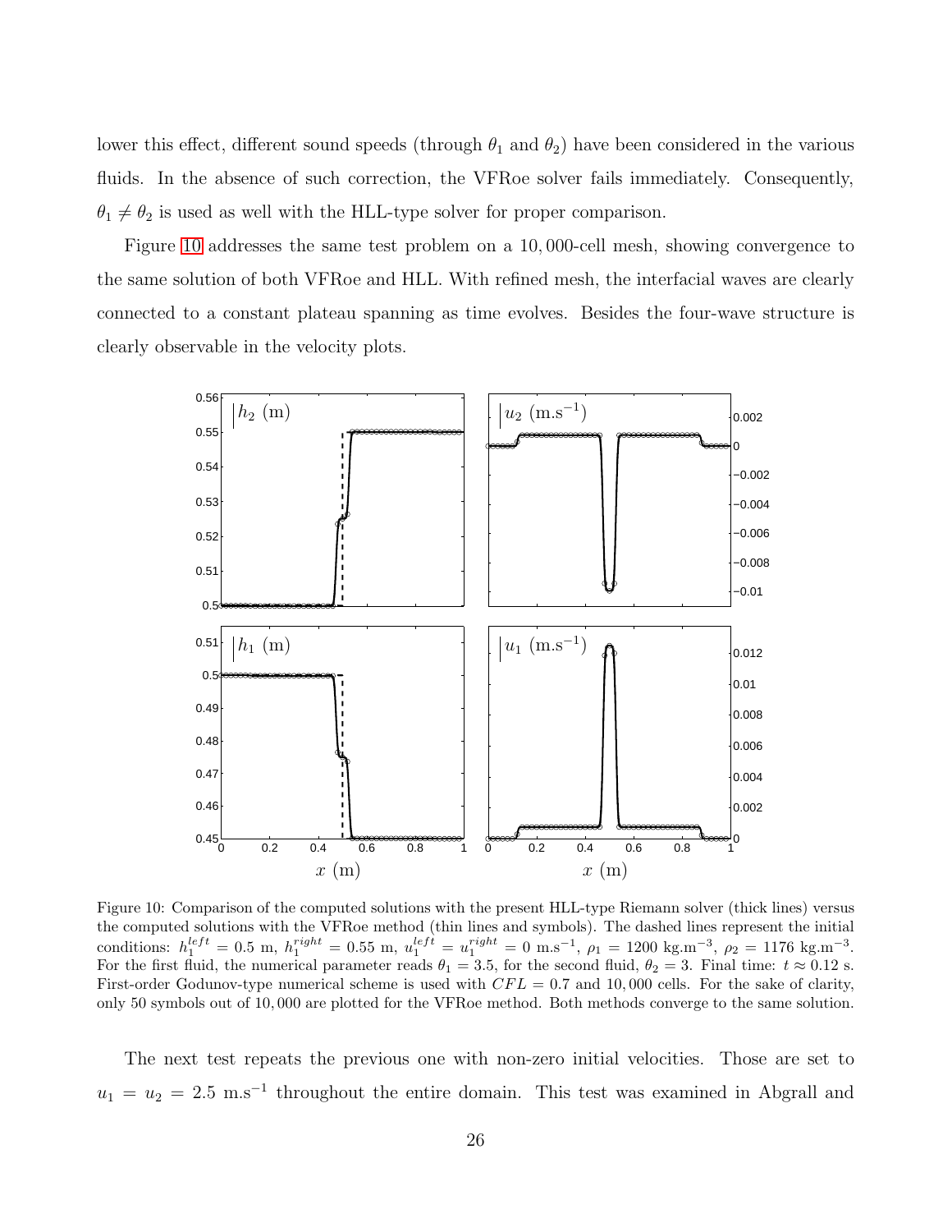lower this effect, different sound speeds (through $\theta_1$ and $\theta_2$) have been considered in the various fluids. In the absence of such correction, the VFRoe solver fails immediately. Consequently, $\theta_1 \neq \theta_2$ is used as well with the HLL-type solver for proper comparison.

Figure 10 addresses the same test problem on a 10,000-cell mesh, showing convergence to the same solution of both VFRoe and HLL. With refined mesh, the interfacial waves are clearly connected to a constant plateau spanning as time evolves. Besides the four-wave structure is clearly observable in the velocity plots.

Figure 10: Comparison of the computed solutions with the present HLL-type Riemann solver (thick lines) versus the computed solutions with the VFRoe method (thin lines and symbols). The dashed lines represent the initial conditions: $h_1^{left} = 0.5$ m, $h_1^{right} = 0.55$ m, $u_1^{left} = u_1^{right} = 0$ m.s$^{-1}$, $\rho_1 = 1200$ kg.m$^{-3}$, $\rho_2 = 1176$ kg.m$^{-3}$. For the first fluid, the numerical parameter reads $\theta_1 = 3.5$, for the second fluid, $\theta_2 = 3$. Final time: $t \approx 0.12$ s. First-order Godunov-type numerical scheme is used with $CFL = 0.7$ and 10,000 cells. For the sake of clarity, only 50 symbols out of 10,000 are plotted for the VFRoe method. Both methods converge to the same solution.

The next test repeats the previous one with non-zero initial velocities. Those are set to $u_1 = u_2 = 2.5$ m.s$^{-1}$ throughout the entire domain. This test was examined in Abgrall and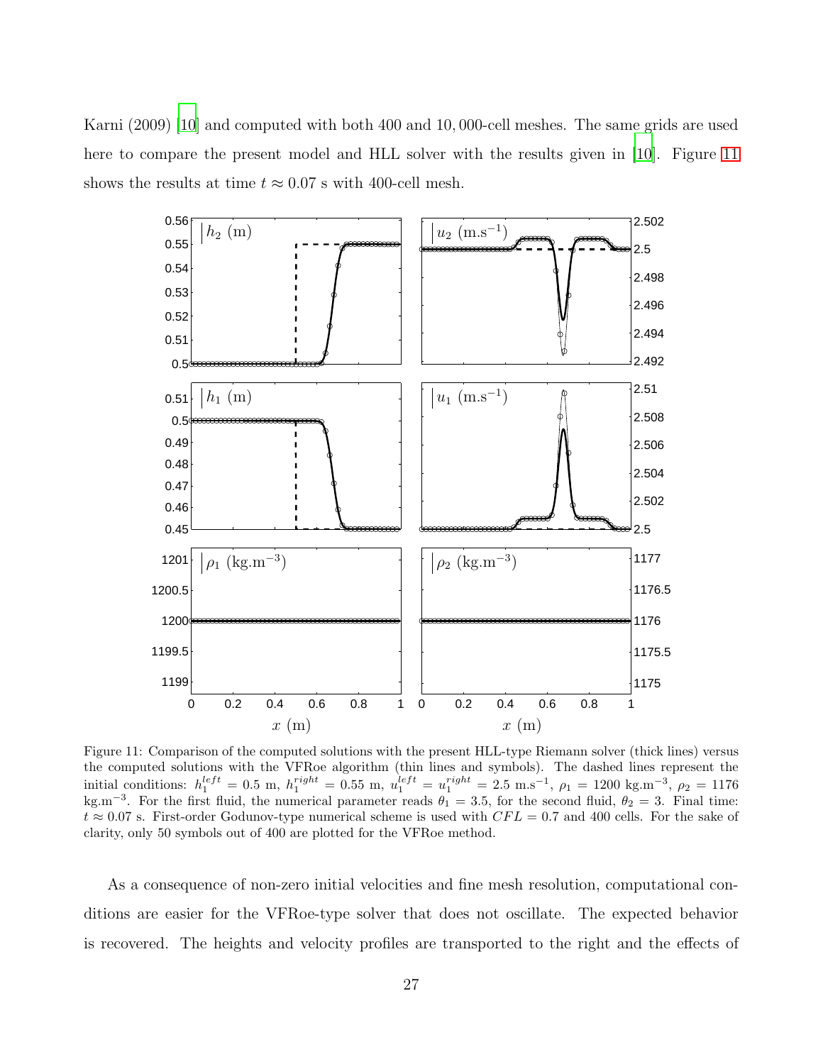Karni (2009) [10] and computed with both 400 and 10,000-cell meshes. The same grids are used here to compare the present model and HLL solver with the results given in [10]. Figure 11 shows the results at time $t \approx 0.07$ s with 400-cell mesh.

Figure 11: Comparison of the computed solutions with the present HLL-type Riemann solver (thick lines) versus the computed solutions with the VFRoe algorithm (thin lines and symbols). The dashed lines represent the initial conditions: $h_1^{left} = 0.5$ m, $h_1^{right} = 0.55$ m, $u_1^{left} = u_1^{right} = 2.5$ m.s$^{-1}$, $\rho_1 = 1200$ kg.m$^{-3}$, $\rho_2 = 1176$ kg.m$^{-3}$. For the first fluid, the numerical parameter reads $\theta_1 = 3.5$, for the second fluid, $\theta_2 = 3$. Final time: $t \approx 0.07$ s. First-order Godunov-type numerical scheme is used with $CFL = 0.7$ and 400 cells. For the sake of clarity, only 50 symbols out of 400 are plotted for the VFRoe method.

As a consequence of non-zero initial velocities and fine mesh resolution, computational conditions are easier for the VFRoe-type solver that does not oscillate. The expected behavior is recovered. The heights and velocity profiles are transported to the right and the effects of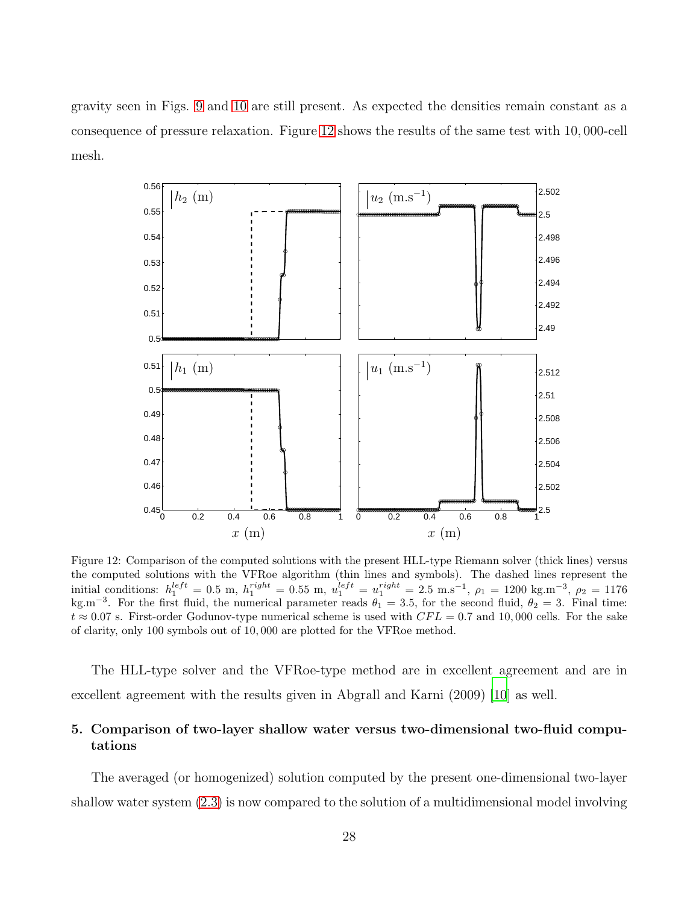gravity seen in Figs. 9 and 10 are still present. As expected the densities remain constant as a consequence of pressure relaxation. Figure 12 shows the results of the same test with 10,000-cell mesh.

Figure 12: Comparison of the computed solutions with the present HLL-type Riemann solver (thick lines) versus the computed solutions with the VFRoe algorithm (thin lines and symbols). The dashed lines represent the initial conditions: $h_1^{left} = 0.5$ m, $h_1^{right} = 0.55$ m, $u_1^{left} = u_1^{right} = 2.5$ m.s$^{-1}$, $\rho_1 = 1200$ kg.m$^{-3}$, $\rho_2 = 1176$ kg.m$^{-3}$. For the first fluid, the numerical parameter reads $\theta_1 = 3.5$, for the second fluid, $\theta_2 = 3$. Final time: $t \approx 0.07$ s. First-order Godunov-type numerical scheme is used with $CFL = 0.7$ and 10,000 cells. For the sake of clarity, only 100 symbols out of 10,000 are plotted for the VFRoe method.

The HLL-type solver and the VFRoe-type method are in excellent agreement and are in excellent agreement with the results given in Abgrall and Karni (2009) [10] as well.

## 5. Comparison of two-layer shallow water versus two-dimensional two-fluid computations

The averaged (or homogenized) solution computed by the present one-dimensional two-layer shallow water system (2.3) is now compared to the solution of a multidimensional model involving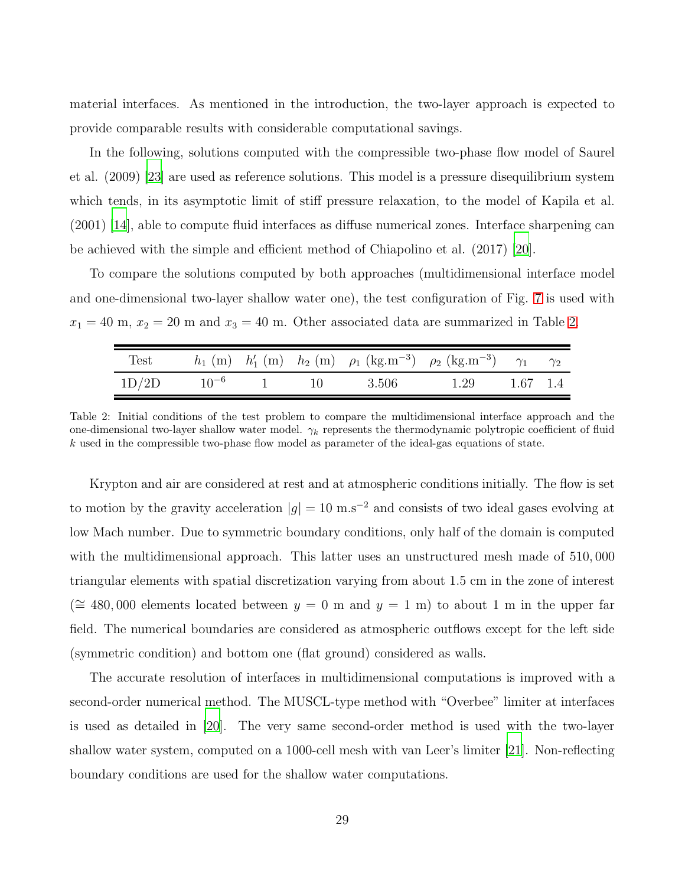material interfaces. As mentioned in the introduction, the two-layer approach is expected to provide comparable results with considerable computational savings.

In the following, solutions computed with the compressible two-phase flow model of Saurel et al. (2009) [23] are used as reference solutions. This model is a pressure disequilibrium system which tends, in its asymptotic limit of stiff pressure relaxation, to the model of Kapila et al. (2001) [14], able to compute fluid interfaces as diffuse numerical zones. Interface sharpening can be achieved with the simple and efficient method of Chiapolino et al. (2017) [20].

To compare the solutions computed by both approaches (multidimensional interface model and one-dimensional two-layer shallow water one), the test configuration of Fig. 7 is used with $x_1 = 40$ m, $x_2 = 20$ m and $x_3 = 40$ m. Other associated data are summarized in Table 2.

| Test | $h_1$ (m) | $h'_1$ (m) | $h_2$ (m) | $\rho_1$ (kg.m$^{-3}$) | $\rho_2$ (kg.m$^{-3}$) | $\gamma_1$ | $\gamma_2$ |
|---|---|---|---|---|---|---|---|
| 1D/2D | $10^{-6}$ | 1 | 10 | 3.506 | 1.29 | 1.67 | 1.4 |

Table 2: Initial conditions of the test problem to compare the multidimensional interface approach and the one-dimensional two-layer shallow water model. $\gamma_k$ represents the thermodynamic polytropic coefficient of fluid $k$ used in the compressible two-phase flow model as parameter of the ideal-gas equations of state.

Krypton and air are considered at rest and at atmospheric conditions initially. The flow is set to motion by the gravity acceleration $|g| = 10$ m.s$^{-2}$ and consists of two ideal gases evolving at low Mach number. Due to symmetric boundary conditions, only half of the domain is computed with the multidimensional approach. This latter uses an unstructured mesh made of 510,000 triangular elements with spatial discretization varying from about 1.5 cm in the zone of interest ($\cong$ 480,000 elements located between $y = 0$ m and $y = 1$ m) to about 1 m in the upper far field. The numerical boundaries are considered as atmospheric outflows except for the left side (symmetric condition) and bottom one (flat ground) considered as walls.

The accurate resolution of interfaces in multidimensional computations is improved with a second-order numerical method. The MUSCL-type method with "Overbee" limiter at interfaces is used as detailed in [20]. The very same second-order method is used with the two-layer shallow water system, computed on a 1000-cell mesh with van Leer's limiter [21]. Non-reflecting boundary conditions are used for the shallow water computations.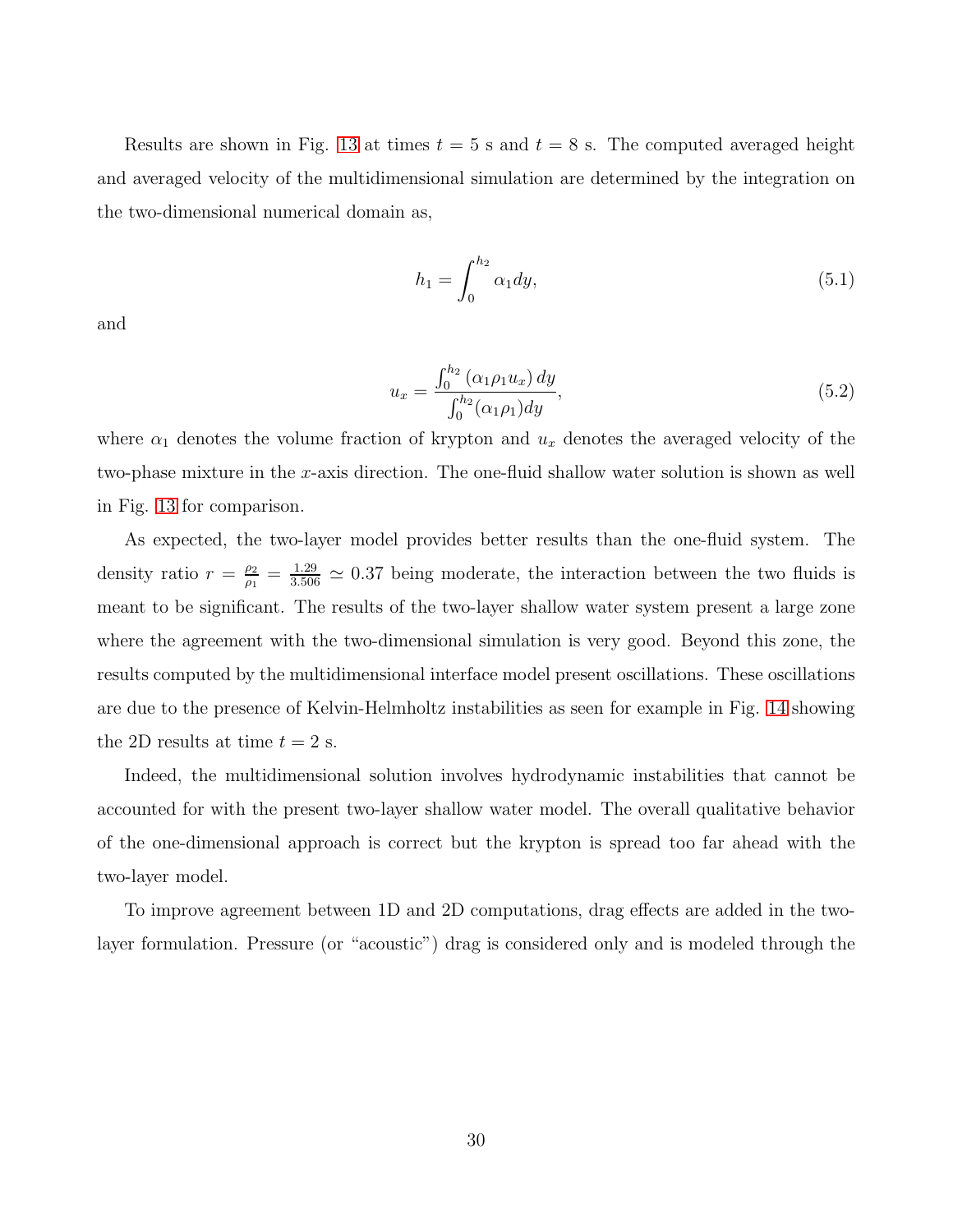Results are shown in Fig. 13 at times $t = 5$ s and $t = 8$ s. The computed averaged height and averaged velocity of the multidimensional simulation are determined by the integration on the two-dimensional numerical domain as,

$$h_1 = \int_0^{h_2} \alpha_1 dy, \tag{5.1}$$

and

$$u_x = \frac{\int_0^{h_2} (\alpha_1 \rho_1 u_x)\, dy}{\int_0^{h_2} (\alpha_1 \rho_1) dy}, \tag{5.2}$$

where $\alpha_1$ denotes the volume fraction of krypton and $u_x$ denotes the averaged velocity of the two-phase mixture in the $x$-axis direction. The one-fluid shallow water solution is shown as well in Fig. 13 for comparison.

As expected, the two-layer model provides better results than the one-fluid system. The density ratio $r = \frac{\rho_2}{\rho_1} = \frac{1.29}{3.506} \simeq 0.37$ being moderate, the interaction between the two fluids is meant to be significant. The results of the two-layer shallow water system present a large zone where the agreement with the two-dimensional simulation is very good. Beyond this zone, the results computed by the multidimensional interface model present oscillations. These oscillations are due to the presence of Kelvin-Helmholtz instabilities as seen for example in Fig. 14 showing the 2D results at time $t = 2$ s.

Indeed, the multidimensional solution involves hydrodynamic instabilities that cannot be accounted for with the present two-layer shallow water model. The overall qualitative behavior of the one-dimensional approach is correct but the krypton is spread too far ahead with the two-layer model.

To improve agreement between 1D and 2D computations, drag effects are added in the two-layer formulation. Pressure (or "acoustic") drag is considered only and is modeled through the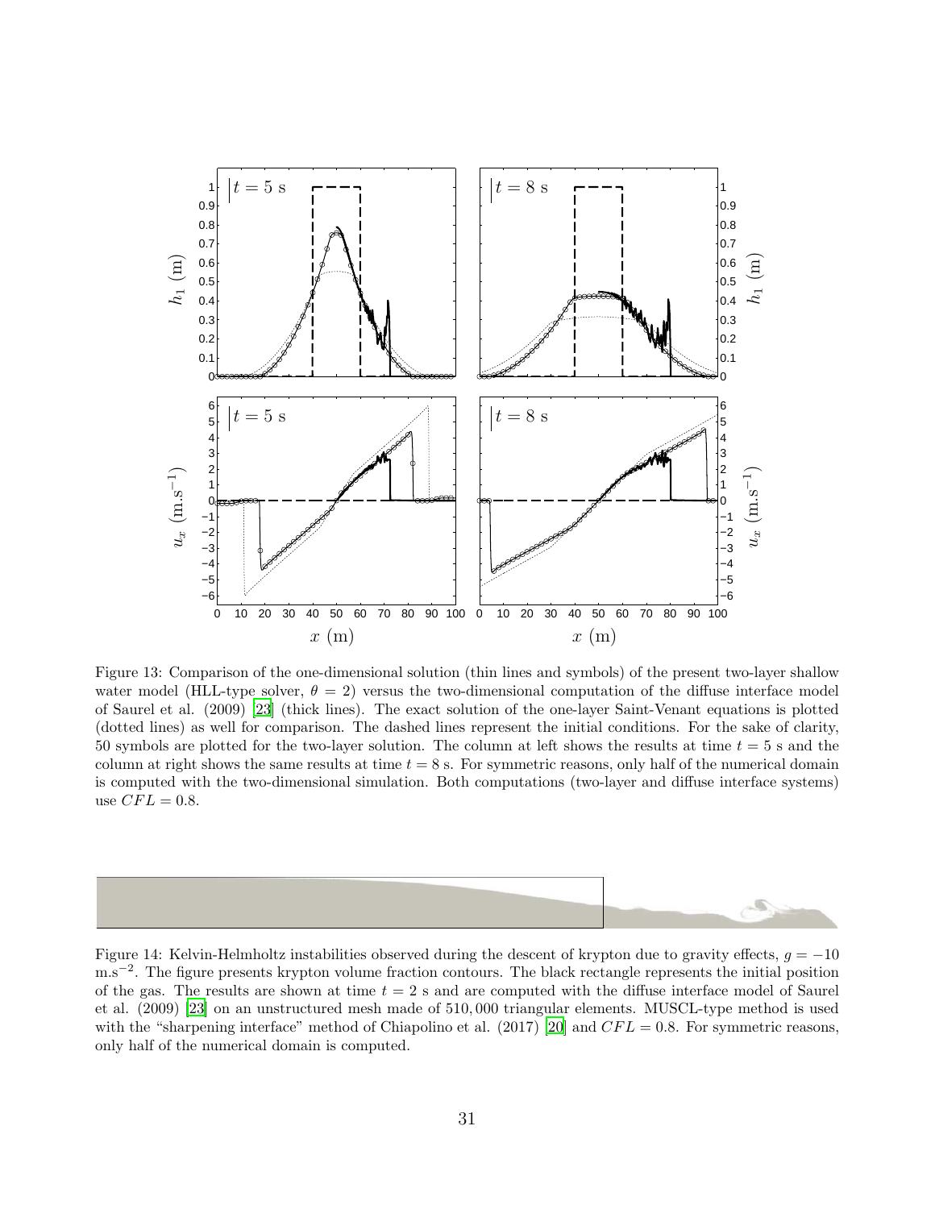Figure 13: Comparison of the one-dimensional solution (thin lines and symbols) of the present two-layer shallow water model (HLL-type solver, $\theta = 2$) versus the two-dimensional computation of the diffuse interface model of Saurel et al. (2009) [23] (thick lines). The exact solution of the one-layer Saint-Venant equations is plotted (dotted lines) as well for comparison. The dashed lines represent the initial conditions. For the sake of clarity, 50 symbols are plotted for the two-layer solution. The column at left shows the results at time $t = 5$ s and the column at right shows the same results at time $t = 8$ s. For symmetric reasons, only half of the numerical domain is computed with the two-dimensional simulation. Both computations (two-layer and diffuse interface systems) use $CFL = 0.8$.

Figure 14: Kelvin-Helmholtz instabilities observed during the descent of krypton due to gravity effects, $g = -10$ m.s$^{-2}$. The figure presents krypton volume fraction contours. The black rectangle represents the initial position of the gas. The results are shown at time $t = 2$ s and are computed with the diffuse interface model of Saurel et al. (2009) [23] on an unstructured mesh made of 510,000 triangular elements. MUSCL-type method is used with the "sharpening interface" method of Chiapolino et al. (2017) [20] and $CFL = 0.8$. For symmetric reasons, only half of the numerical domain is computed.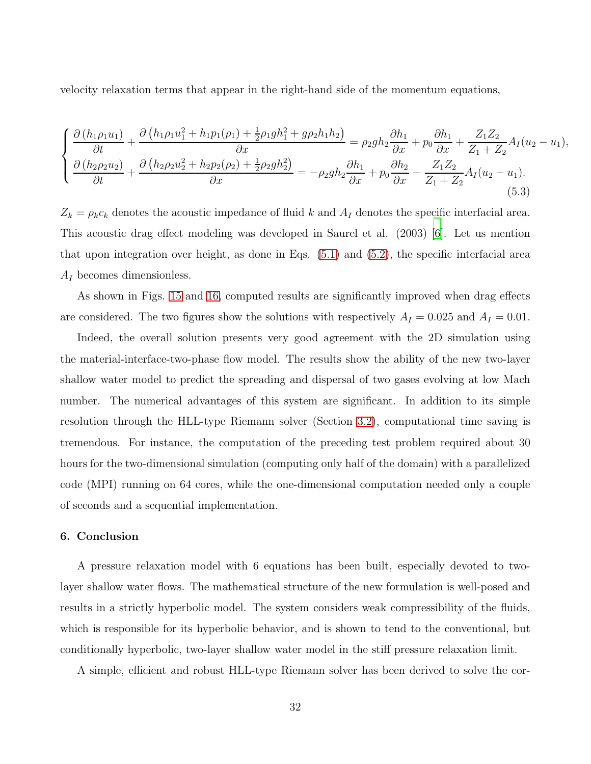velocity relaxation terms that appear in the right-hand side of the momentum equations,

$$
\begin{cases}
\dfrac{\partial\left(h_1\rho_1 u_1\right)}{\partial t}+\dfrac{\partial\left(h_1\rho_1 u_1^2+h_1 p_1(\rho_1)+\frac{1}{2}\rho_1 g h_1^2+g\rho_2 h_1 h_2\right)}{\partial x}=\rho_2 g h_2\dfrac{\partial h_1}{\partial x}+p_0\dfrac{\partial h_1}{\partial x}+\dfrac{Z_1 Z_2}{Z_1+Z_2}A_I(u_2-u_1),\\[2ex]
\dfrac{\partial\left(h_2\rho_2 u_2\right)}{\partial t}+\dfrac{\partial\left(h_2\rho_2 u_2^2+h_2 p_2(\rho_2)+\frac{1}{2}\rho_2 g h_2^2\right)}{\partial x}=-\rho_2 g h_2\dfrac{\partial h_1}{\partial x}+p_0\dfrac{\partial h_2}{\partial x}-\dfrac{Z_1 Z_2}{Z_1+Z_2}A_I(u_2-u_1).
\end{cases}
\tag{5.3}
$$

$Z_k=\rho_k c_k$ denotes the acoustic impedance of fluid $k$ and $A_I$ denotes the specific interfacial area. This acoustic drag effect modeling was developed in Saurel et al. (2003) [6]. Let us mention that upon integration over height, as done in Eqs. (5.1) and (5.2), the specific interfacial area $A_I$ becomes dimensionless.

As shown in Figs. 15 and 16, computed results are significantly improved when drag effects are considered. The two figures show the solutions with respectively $A_I=0.025$ and $A_I=0.01$.

Indeed, the overall solution presents very good agreement with the 2D simulation using the material-interface-two-phase flow model. The results show the ability of the new two-layer shallow water model to predict the spreading and dispersal of two gases evolving at low Mach number. The numerical advantages of this system are significant. In addition to its simple resolution through the HLL-type Riemann solver (Section 3.2), computational time saving is tremendous. For instance, the computation of the preceding test problem required about 30 hours for the two-dimensional simulation (computing only half of the domain) with a parallelized code (MPI) running on 64 cores, while the one-dimensional computation needed only a couple of seconds and a sequential implementation.

## 6. Conclusion

A pressure relaxation model with 6 equations has been built, especially devoted to two-layer shallow water flows. The mathematical structure of the new formulation is well-posed and results in a strictly hyperbolic model. The system considers weak compressibility of the fluids, which is responsible for its hyperbolic behavior, and is shown to tend to the conventional, but conditionally hyperbolic, two-layer shallow water model in the stiff pressure relaxation limit.

A simple, efficient and robust HLL-type Riemann solver has been derived to solve the cor-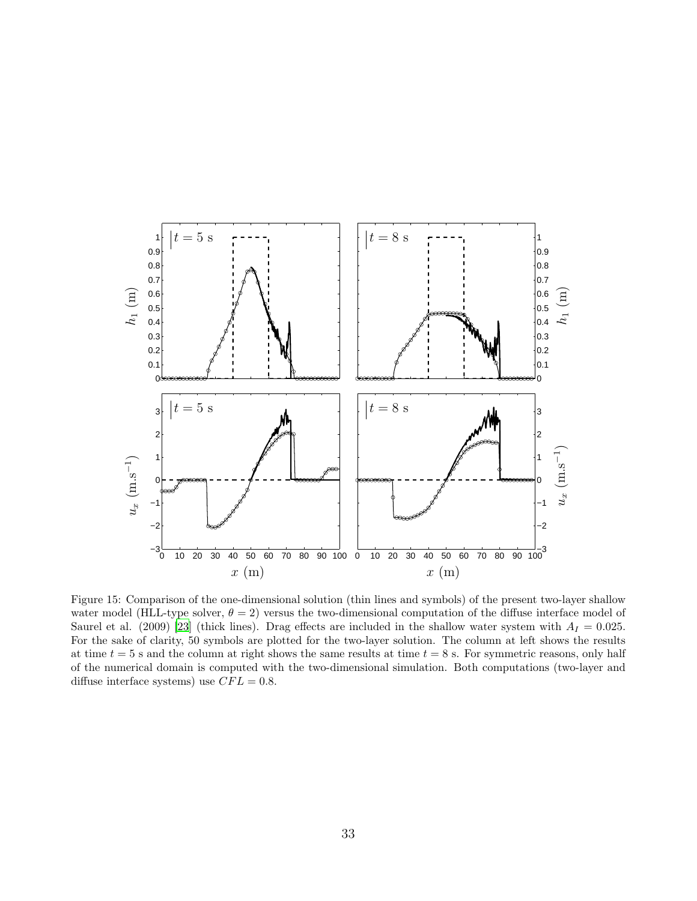Figure 15: Comparison of the one-dimensional solution (thin lines and symbols) of the present two-layer shallow water model (HLL-type solver, $\theta = 2$) versus the two-dimensional computation of the diffuse interface model of Saurel et al. (2009) [23] (thick lines). Drag effects are included in the shallow water system with $A_I = 0.025$. For the sake of clarity, 50 symbols are plotted for the two-layer solution. The column at left shows the results at time $t = 5$ s and the column at right shows the same results at time $t = 8$ s. For symmetric reasons, only half of the numerical domain is computed with the two-dimensional simulation. Both computations (two-layer and diffuse interface systems) use $CFL = 0.8$.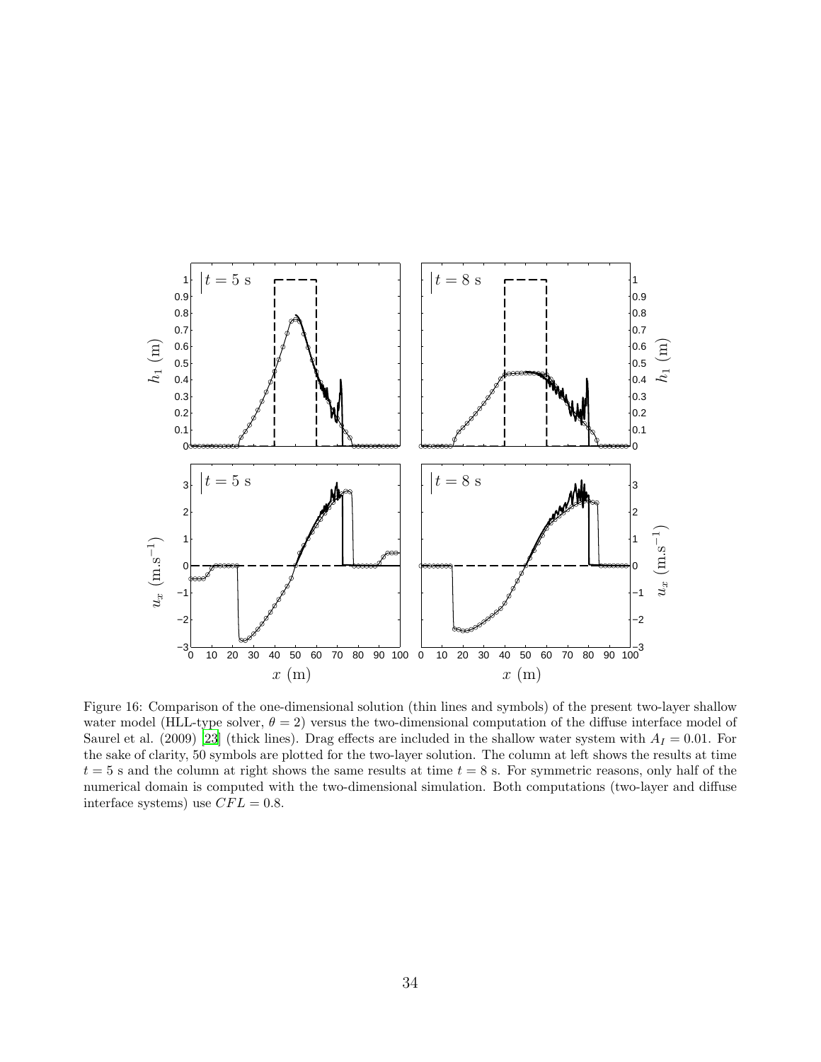Figure 16: Comparison of the one-dimensional solution (thin lines and symbols) of the present two-layer shallow water model (HLL-type solver, $\theta = 2$) versus the two-dimensional computation of the diffuse interface model of Saurel et al. (2009) [23] (thick lines). Drag effects are included in the shallow water system with $A_I = 0.01$. For the sake of clarity, 50 symbols are plotted for the two-layer solution. The column at left shows the results at time $t = 5$ s and the column at right shows the same results at time $t = 8$ s. For symmetric reasons, only half of the numerical domain is computed with the two-dimensional simulation. Both computations (two-layer and diffuse interface systems) use $CFL = 0.8$.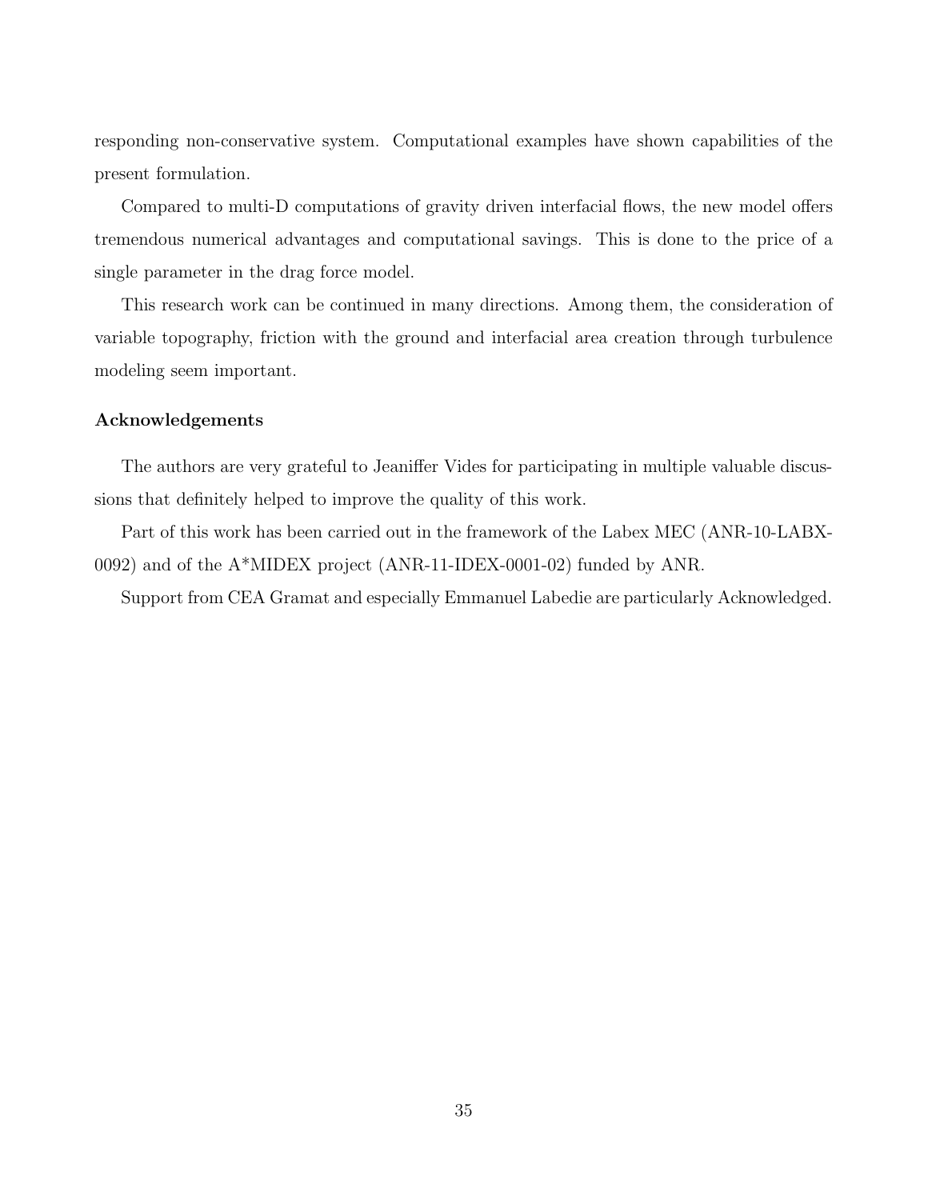responding non-conservative system. Computational examples have shown capabilities of the present formulation.

Compared to multi-D computations of gravity driven interfacial flows, the new model offers tremendous numerical advantages and computational savings. This is done to the price of a single parameter in the drag force model.

This research work can be continued in many directions. Among them, the consideration of variable topography, friction with the ground and interfacial area creation through turbulence modeling seem important.

### Acknowledgements

The authors are very grateful to Jeaniffer Vides for participating in multiple valuable discussions that definitely helped to improve the quality of this work.

Part of this work has been carried out in the framework of the Labex MEC (ANR-10-LABX-0092) and of the A*MIDEX project (ANR-11-IDEX-0001-02) funded by ANR.

Support from CEA Gramat and especially Emmanuel Labedie are particularly Acknowledged.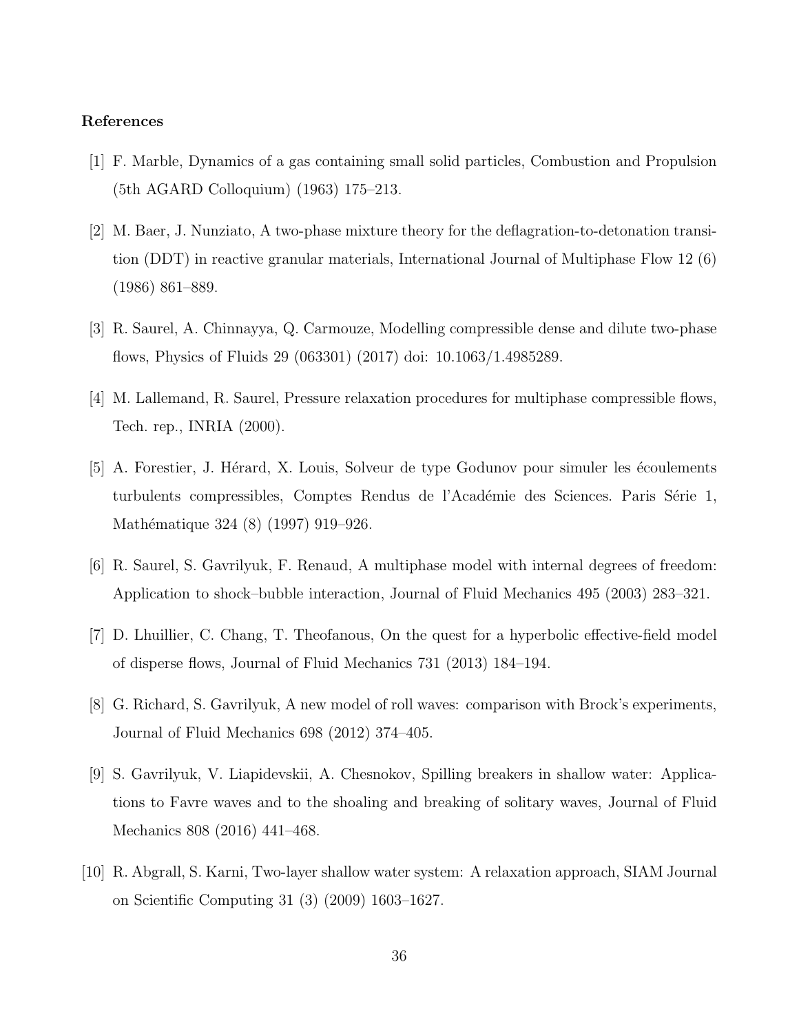**References**

[1] F. Marble, Dynamics of a gas containing small solid particles, Combustion and Propulsion (5th AGARD Colloquium) (1963) 175–213.

[2] M. Baer, J. Nunziato, A two-phase mixture theory for the deflagration-to-detonation transition (DDT) in reactive granular materials, International Journal of Multiphase Flow 12 (6) (1986) 861–889.

[3] R. Saurel, A. Chinnayya, Q. Carmouze, Modelling compressible dense and dilute two-phase flows, Physics of Fluids 29 (063301) (2017) doi: 10.1063/1.4985289.

[4] M. Lallemand, R. Saurel, Pressure relaxation procedures for multiphase compressible flows, Tech. rep., INRIA (2000).

[5] A. Forestier, J. Hérard, X. Louis, Solveur de type Godunov pour simuler les écoulements turbulents compressibles, Comptes Rendus de l'Académie des Sciences. Paris Série 1, Mathématique 324 (8) (1997) 919–926.

[6] R. Saurel, S. Gavrilyuk, F. Renaud, A multiphase model with internal degrees of freedom: Application to shock–bubble interaction, Journal of Fluid Mechanics 495 (2003) 283–321.

[7] D. Lhuillier, C. Chang, T. Theofanous, On the quest for a hyperbolic effective-field model of disperse flows, Journal of Fluid Mechanics 731 (2013) 184–194.

[8] G. Richard, S. Gavrilyuk, A new model of roll waves: comparison with Brock's experiments, Journal of Fluid Mechanics 698 (2012) 374–405.

[9] S. Gavrilyuk, V. Liapidevskii, A. Chesnokov, Spilling breakers in shallow water: Applications to Favre waves and to the shoaling and breaking of solitary waves, Journal of Fluid Mechanics 808 (2016) 441–468.

[10] R. Abgrall, S. Karni, Two-layer shallow water system: A relaxation approach, SIAM Journal on Scientific Computing 31 (3) (2009) 1603–1627.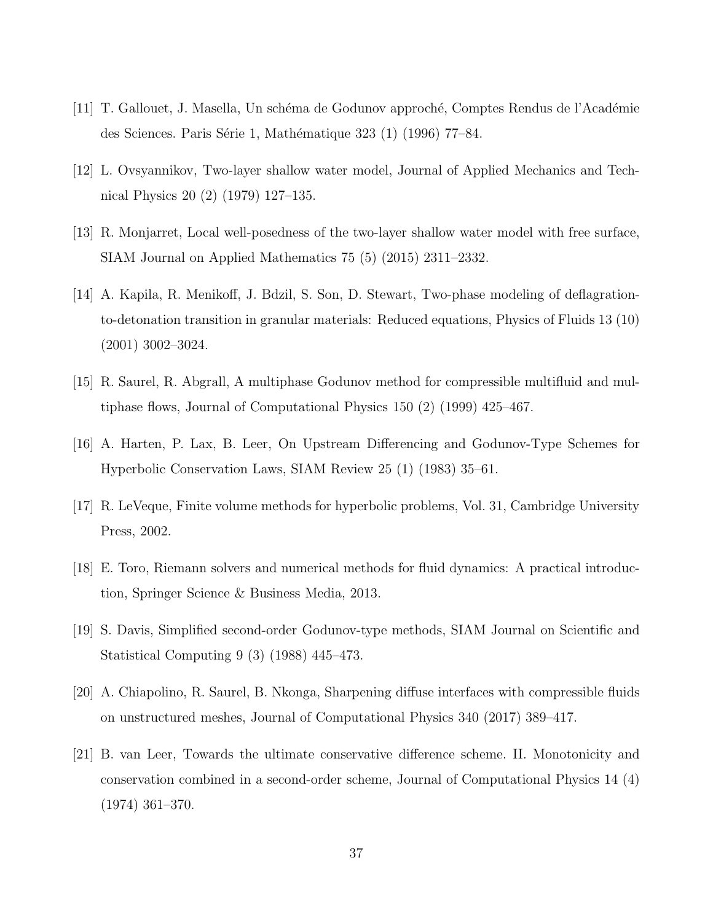[11] T. Gallouet, J. Masella, Un schéma de Godunov approché, Comptes Rendus de l'Académie des Sciences. Paris Série 1, Mathématique 323 (1) (1996) 77–84.

[12] L. Ovsyannikov, Two-layer shallow water model, Journal of Applied Mechanics and Technical Physics 20 (2) (1979) 127–135.

[13] R. Monjarret, Local well-posedness of the two-layer shallow water model with free surface, SIAM Journal on Applied Mathematics 75 (5) (2015) 2311–2332.

[14] A. Kapila, R. Menikoff, J. Bdzil, S. Son, D. Stewart, Two-phase modeling of deflagration-to-detonation transition in granular materials: Reduced equations, Physics of Fluids 13 (10) (2001) 3002–3024.

[15] R. Saurel, R. Abgrall, A multiphase Godunov method for compressible multifluid and multiphase flows, Journal of Computational Physics 150 (2) (1999) 425–467.

[16] A. Harten, P. Lax, B. Leer, On Upstream Differencing and Godunov-Type Schemes for Hyperbolic Conservation Laws, SIAM Review 25 (1) (1983) 35–61.

[17] R. LeVeque, Finite volume methods for hyperbolic problems, Vol. 31, Cambridge University Press, 2002.

[18] E. Toro, Riemann solvers and numerical methods for fluid dynamics: A practical introduction, Springer Science & Business Media, 2013.

[19] S. Davis, Simplified second-order Godunov-type methods, SIAM Journal on Scientific and Statistical Computing 9 (3) (1988) 445–473.

[20] A. Chiapolino, R. Saurel, B. Nkonga, Sharpening diffuse interfaces with compressible fluids on unstructured meshes, Journal of Computational Physics 340 (2017) 389–417.

[21] B. van Leer, Towards the ultimate conservative difference scheme. II. Monotonicity and conservation combined in a second-order scheme, Journal of Computational Physics 14 (4) (1974) 361–370.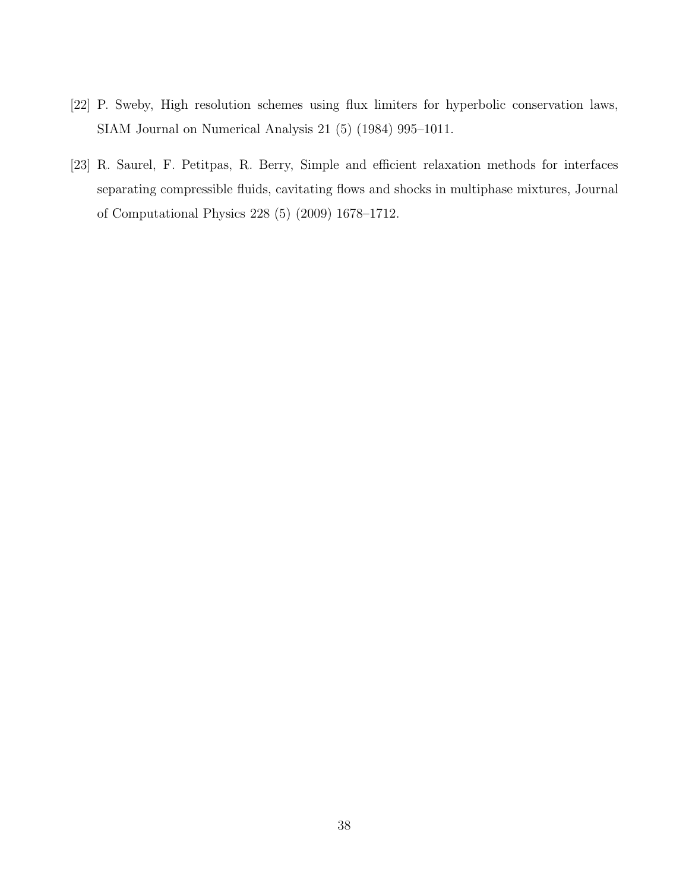[22] P. Sweby, High resolution schemes using flux limiters for hyperbolic conservation laws, SIAM Journal on Numerical Analysis 21 (5) (1984) 995–1011.

[23] R. Saurel, F. Petitpas, R. Berry, Simple and efficient relaxation methods for interfaces separating compressible fluids, cavitating flows and shocks in multiphase mixtures, Journal of Computational Physics 228 (5) (2009) 1678–1712.